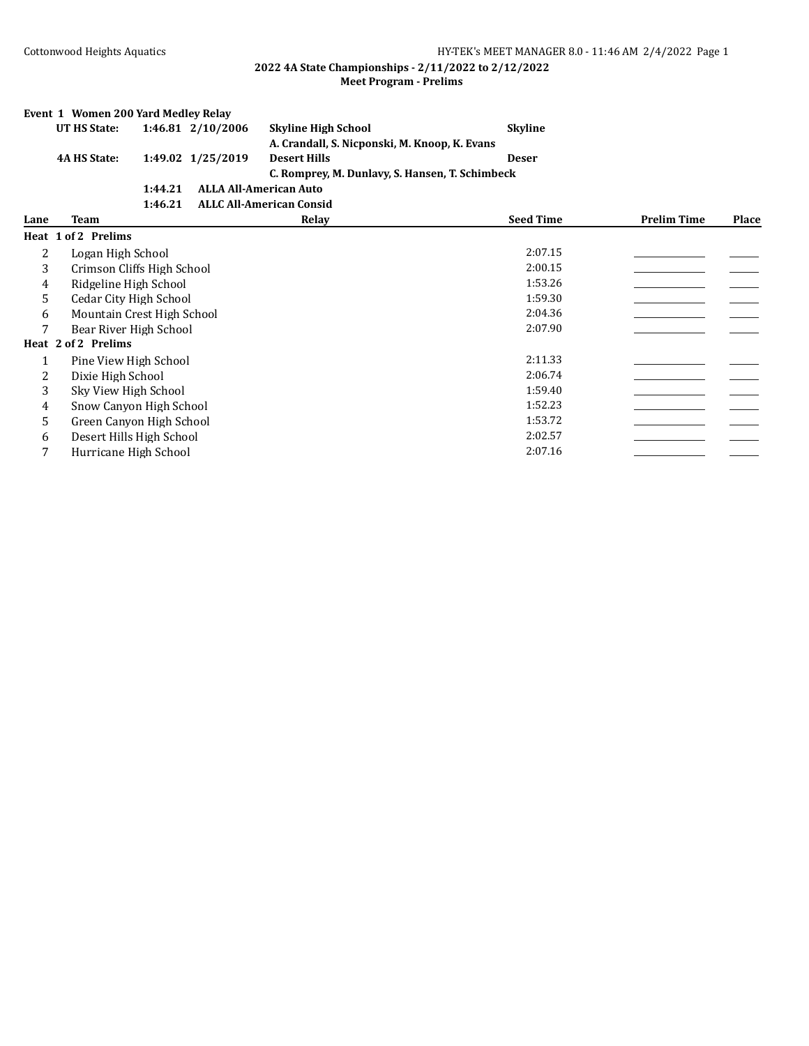## 2022 4A State Championships - 2/11/2022 to 2/12/2022

### Meet Program - Prelims

**Event 1 Women 200 Yard Medley Relay**

| | | | | |
|---|---|---|---|---|
| **UT HS State:** | **1:46.81** | **2/10/2006** | **Skyline High School** | **Skyline** |
| | | | **A. Crandall, S. Nicponski, M. Knoop, K. Evans** | |
| **4A HS State:** | **1:49.02** | **1/25/2019** | **Desert Hills** | **Deser** |
| | | | **C. Romprey, M. Dunlavy, S. Hansen, T. Schimbeck** | |
| | **1:44.21** | **ALLA All-American Auto** | | |
| | **1:46.21** | **ALLC All-American Consid** | | |

| Lane | Team | Relay | Seed Time | Prelim Time | Place |
|---|---|---|---|---|---|
| **Heat 1 of 2 Prelims** | | | | | |
| 2 | Logan High School | | 2:07.15 | ________ | ____ |
| 3 | Crimson Cliffs High School | | 2:00.15 | ________ | ____ |
| 4 | Ridgeline High School | | 1:53.26 | ________ | ____ |
| 5 | Cedar City High School | | 1:59.30 | ________ | ____ |
| 6 | Mountain Crest High School | | 2:04.36 | ________ | ____ |
| 7 | Bear River High School | | 2:07.90 | ________ | ____ |
| **Heat 2 of 2 Prelims** | | | | | |
| 1 | Pine View High School | | 2:11.33 | ________ | ____ |
| 2 | Dixie High School | | 2:06.74 | ________ | ____ |
| 3 | Sky View High School | | 1:59.40 | ________ | ____ |
| 4 | Snow Canyon High School | | 1:52.23 | ________ | ____ |
| 5 | Green Canyon High School | | 1:53.72 | ________ | ____ |
| 6 | Desert Hills High School | | 2:02.57 | ________ | ____ |
| 7 | Hurricane High School | | 2:07.16 | ________ | ____ |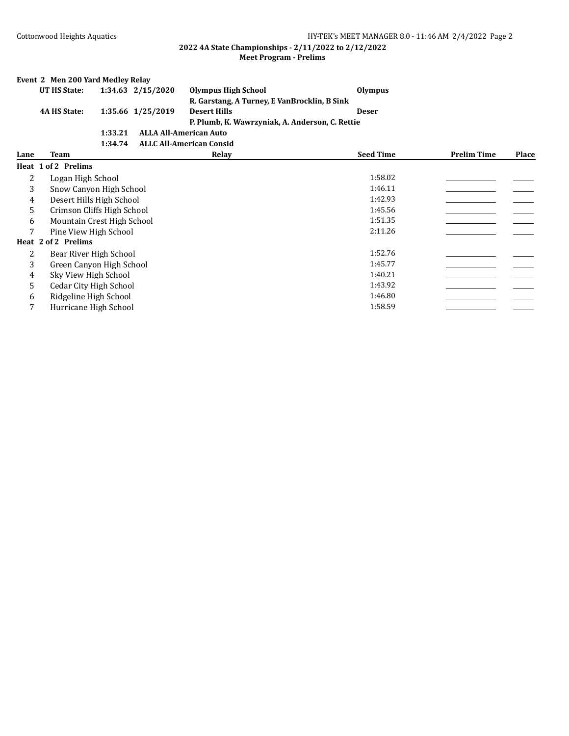**2022 4A State Championships - 2/11/2022 to 2/12/2022**
**Meet Program - Prelims**

### Event 2 Men 200 Yard Medley Relay

| | | | | |
|---|---|---|---|---|
| **UT HS State:** | **1:34.63** | **2/15/2020** | **Olympus High School** | **Olympus** |
| | | | **R. Garstang, A Turney, E VanBrocklin, B Sink** | |
| **4A HS State:** | **1:35.66** | **1/25/2019** | **Desert Hills** | **Deser** |
| | | | **P. Plumb, K. Wawrzyniak, A. Anderson, C. Rettie** | |
| | **1:33.21** | **ALLA All-American Auto** | | |
| | **1:34.74** | **ALLC All-American Consid** | | |

| Lane | Team | Relay | Seed Time | Prelim Time | Place |
|---|---|---|---|---|---|
| **Heat 1 of 2 Prelims** | | | | | |
| 2 | Logan High School | | 1:58.02 | _______ | ___ |
| 3 | Snow Canyon High School | | 1:46.11 | _______ | ___ |
| 4 | Desert Hills High School | | 1:42.93 | _______ | ___ |
| 5 | Crimson Cliffs High School | | 1:45.56 | _______ | ___ |
| 6 | Mountain Crest High School | | 1:51.35 | _______ | ___ |
| 7 | Pine View High School | | 2:11.26 | _______ | ___ |
| **Heat 2 of 2 Prelims** | | | | | |
| 2 | Bear River High School | | 1:52.76 | _______ | ___ |
| 3 | Green Canyon High School | | 1:45.77 | _______ | ___ |
| 4 | Sky View High School | | 1:40.21 | _______ | ___ |
| 5 | Cedar City High School | | 1:43.92 | _______ | ___ |
| 6 | Ridgeline High School | | 1:46.80 | _______ | ___ |
| 7 | Hurricane High School | | 1:58.59 | _______ | ___ |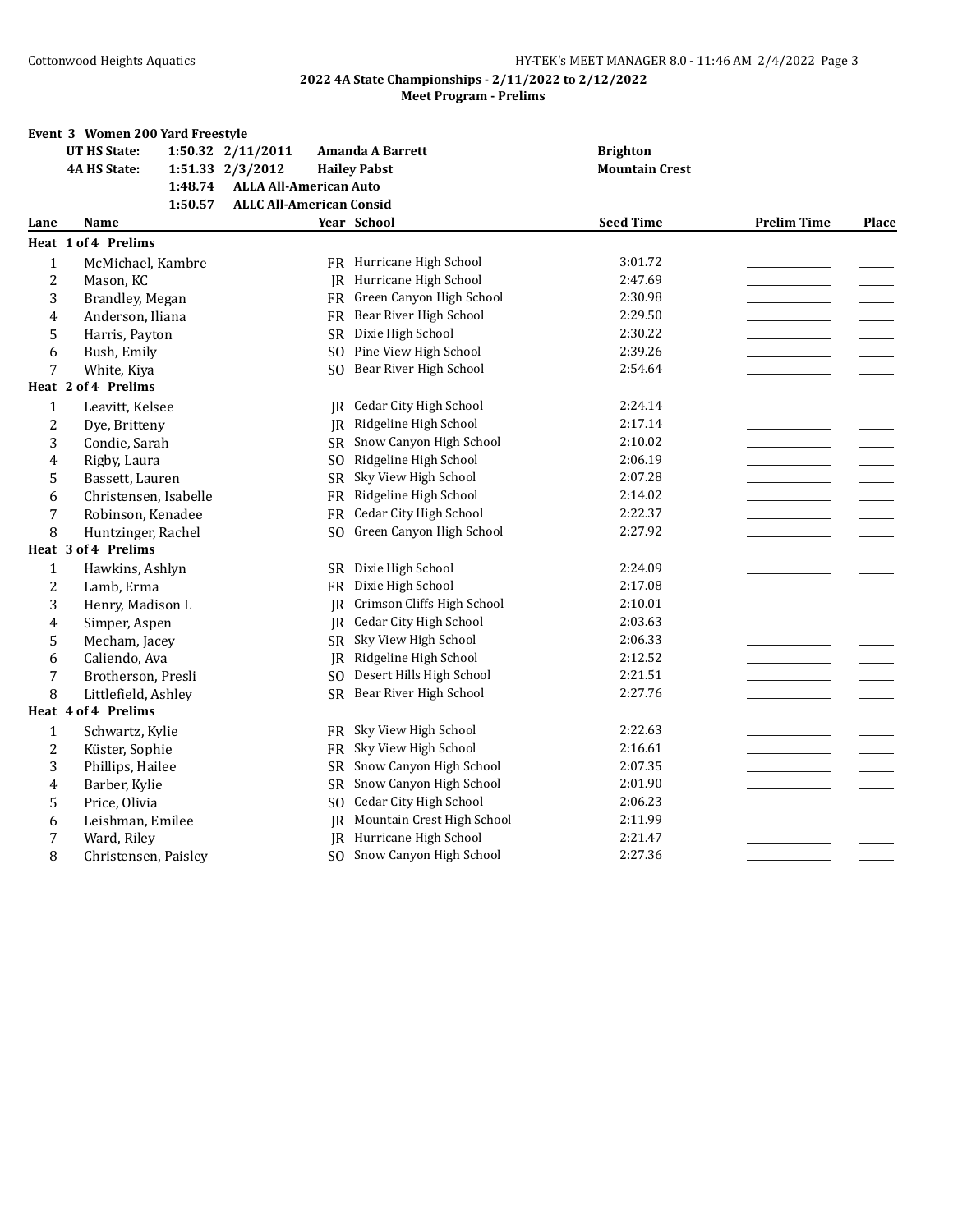## 2022 4A State Championships - 2/11/2022 to 2/12/2022

### Meet Program - Prelims

**Event 3 Women 200 Yard Freestyle**

| | | | | |
|---|---|---|---|---|
| **UT HS State:** | **1:50.32** | **2/11/2011** | **Amanda A Barrett** | **Brighton** |
| **4A HS State:** | **1:51.33** | **2/3/2012** | **Hailey Pabst** | **Mountain Crest** |
| | **1:48.74** | **ALLA All-American Auto** | | |
| | **1:50.57** | **ALLC All-American Consid** | | |

| Lane | Name | Year | School | Seed Time | Prelim Time | Place |
|---|---|---|---|---|---|---|
| **Heat 1 of 4 Prelims** | | | | | | |
| 1 | McMichael, Kambre | FR | Hurricane High School | 3:01.72 | ________ | ____ |
| 2 | Mason, KC | JR | Hurricane High School | 2:47.69 | ________ | ____ |
| 3 | Brandley, Megan | FR | Green Canyon High School | 2:30.98 | ________ | ____ |
| 4 | Anderson, Iliana | FR | Bear River High School | 2:29.50 | ________ | ____ |
| 5 | Harris, Payton | SR | Dixie High School | 2:30.22 | ________ | ____ |
| 6 | Bush, Emily | SO | Pine View High School | 2:39.26 | ________ | ____ |
| 7 | White, Kiya | SO | Bear River High School | 2:54.64 | ________ | ____ |
| **Heat 2 of 4 Prelims** | | | | | | |
| 1 | Leavitt, Kelsee | JR | Cedar City High School | 2:24.14 | ________ | ____ |
| 2 | Dye, Britteny | JR | Ridgeline High School | 2:17.14 | ________ | ____ |
| 3 | Condie, Sarah | SR | Snow Canyon High School | 2:10.02 | ________ | ____ |
| 4 | Rigby, Laura | SO | Ridgeline High School | 2:06.19 | ________ | ____ |
| 5 | Bassett, Lauren | SR | Sky View High School | 2:07.28 | ________ | ____ |
| 6 | Christensen, Isabelle | FR | Ridgeline High School | 2:14.02 | ________ | ____ |
| 7 | Robinson, Kenadee | FR | Cedar City High School | 2:22.37 | ________ | ____ |
| 8 | Huntzinger, Rachel | SO | Green Canyon High School | 2:27.92 | ________ | ____ |
| **Heat 3 of 4 Prelims** | | | | | | |
| 1 | Hawkins, Ashlyn | SR | Dixie High School | 2:24.09 | ________ | ____ |
| 2 | Lamb, Erma | FR | Dixie High School | 2:17.08 | ________ | ____ |
| 3 | Henry, Madison L | JR | Crimson Cliffs High School | 2:10.01 | ________ | ____ |
| 4 | Simper, Aspen | JR | Cedar City High School | 2:03.63 | ________ | ____ |
| 5 | Mecham, Jacey | SR | Sky View High School | 2:06.33 | ________ | ____ |
| 6 | Caliendo, Ava | JR | Ridgeline High School | 2:12.52 | ________ | ____ |
| 7 | Brotherson, Presli | SO | Desert Hills High School | 2:21.51 | ________ | ____ |
| 8 | Littlefield, Ashley | SR | Bear River High School | 2:27.76 | ________ | ____ |
| **Heat 4 of 4 Prelims** | | | | | | |
| 1 | Schwartz, Kylie | FR | Sky View High School | 2:22.63 | ________ | ____ |
| 2 | Küster, Sophie | FR | Sky View High School | 2:16.61 | ________ | ____ |
| 3 | Phillips, Hailee | SR | Snow Canyon High School | 2:07.35 | ________ | ____ |
| 4 | Barber, Kylie | SR | Snow Canyon High School | 2:01.90 | ________ | ____ |
| 5 | Price, Olivia | SO | Cedar City High School | 2:06.23 | ________ | ____ |
| 6 | Leishman, Emilee | JR | Mountain Crest High School | 2:11.99 | ________ | ____ |
| 7 | Ward, Riley | JR | Hurricane High School | 2:21.47 | ________ | ____ |
| 8 | Christensen, Paisley | SO | Snow Canyon High School | 2:27.36 | ________ | ____ |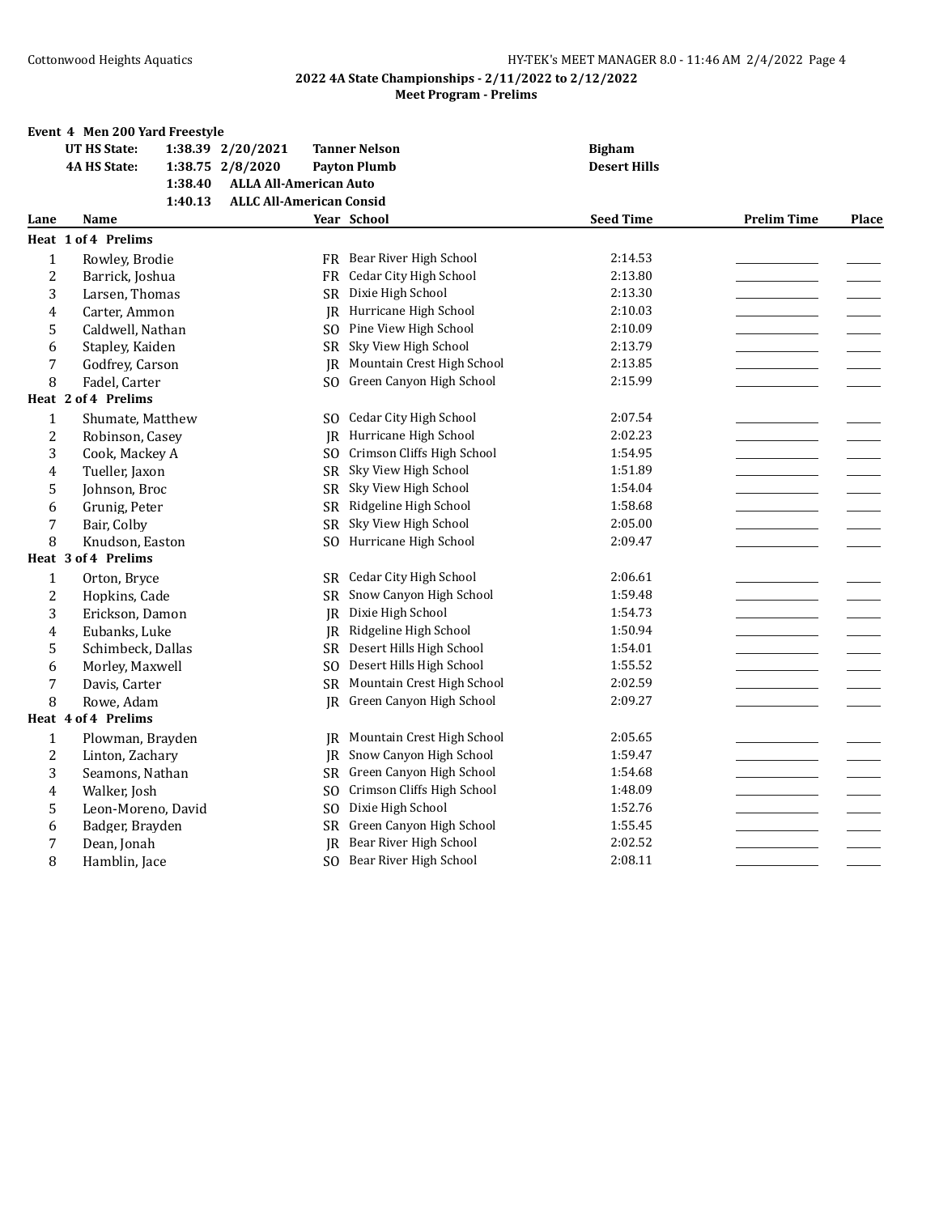## 2022 4A State Championships - 2/11/2022 to 2/12/2022

### Meet Program - Prelims

**Event 4 Men 200 Yard Freestyle**

| | | | | |
|---|---|---|---|---|
| **UT HS State:** | **1:38.39** | **2/20/2021** | **Tanner Nelson** | **Bigham** |
| **4A HS State:** | **1:38.75** | **2/8/2020** | **Payton Plumb** | **Desert Hills** |
| | **1:38.40** | **ALLA All-American Auto** | | |
| | **1:40.13** | **ALLC All-American Consid** | | |

| Lane | Name | Year | School | Seed Time | Prelim Time | Place |
|---|---|---|---|---|---|---|
| **Heat 1 of 4 Prelims** | | | | | | |
| 1 | Rowley, Brodie | FR | Bear River High School | 2:14.53 | | |
| 2 | Barrick, Joshua | FR | Cedar City High School | 2:13.80 | | |
| 3 | Larsen, Thomas | SR | Dixie High School | 2:13.30 | | |
| 4 | Carter, Ammon | JR | Hurricane High School | 2:10.03 | | |
| 5 | Caldwell, Nathan | SO | Pine View High School | 2:10.09 | | |
| 6 | Stapley, Kaiden | SR | Sky View High School | 2:13.79 | | |
| 7 | Godfrey, Carson | JR | Mountain Crest High School | 2:13.85 | | |
| 8 | Fadel, Carter | SO | Green Canyon High School | 2:15.99 | | |
| **Heat 2 of 4 Prelims** | | | | | | |
| 1 | Shumate, Matthew | SO | Cedar City High School | 2:07.54 | | |
| 2 | Robinson, Casey | JR | Hurricane High School | 2:02.23 | | |
| 3 | Cook, Mackey A | SO | Crimson Cliffs High School | 1:54.95 | | |
| 4 | Tueller, Jaxon | SR | Sky View High School | 1:51.89 | | |
| 5 | Johnson, Broc | SR | Sky View High School | 1:54.04 | | |
| 6 | Grunig, Peter | SR | Ridgeline High School | 1:58.68 | | |
| 7 | Bair, Colby | SR | Sky View High School | 2:05.00 | | |
| 8 | Knudson, Easton | SO | Hurricane High School | 2:09.47 | | |
| **Heat 3 of 4 Prelims** | | | | | | |
| 1 | Orton, Bryce | SR | Cedar City High School | 2:06.61 | | |
| 2 | Hopkins, Cade | SR | Snow Canyon High School | 1:59.48 | | |
| 3 | Erickson, Damon | JR | Dixie High School | 1:54.73 | | |
| 4 | Eubanks, Luke | JR | Ridgeline High School | 1:50.94 | | |
| 5 | Schimbeck, Dallas | SR | Desert Hills High School | 1:54.01 | | |
| 6 | Morley, Maxwell | SO | Desert Hills High School | 1:55.52 | | |
| 7 | Davis, Carter | SR | Mountain Crest High School | 2:02.59 | | |
| 8 | Rowe, Adam | JR | Green Canyon High School | 2:09.27 | | |
| **Heat 4 of 4 Prelims** | | | | | | |
| 1 | Plowman, Brayden | JR | Mountain Crest High School | 2:05.65 | | |
| 2 | Linton, Zachary | JR | Snow Canyon High School | 1:59.47 | | |
| 3 | Seamons, Nathan | SR | Green Canyon High School | 1:54.68 | | |
| 4 | Walker, Josh | SO | Crimson Cliffs High School | 1:48.09 | | |
| 5 | Leon-Moreno, David | SO | Dixie High School | 1:52.76 | | |
| 6 | Badger, Brayden | SR | Green Canyon High School | 1:55.45 | | |
| 7 | Dean, Jonah | JR | Bear River High School | 2:02.52 | | |
| 8 | Hamblin, Jace | SO | Bear River High School | 2:08.11 | | |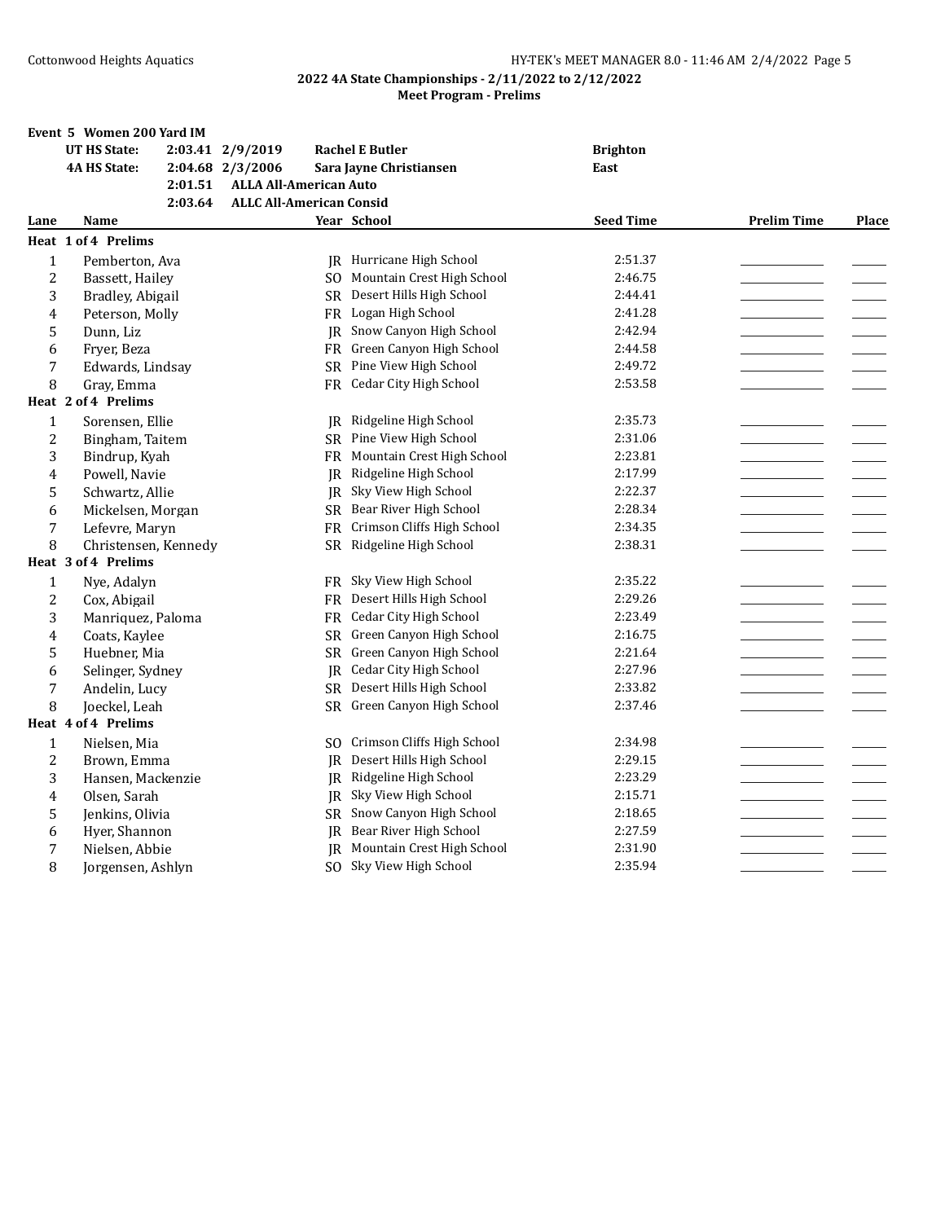## 2022 4A State Championships - 2/11/2022 to 2/12/2022
### Meet Program - Prelims

**Event 5 Women 200 Yard IM**

| | | | | |
|---|---|---|---|---|
| **UT HS State:** | **2:03.41** | **2/9/2019** | **Rachel E Butler** | **Brighton** |
| **4A HS State:** | **2:04.68** | **2/3/2006** | **Sara Jayne Christiansen** | **East** |
| | **2:01.51** | **ALLA All-American Auto** | | |
| | **2:03.64** | **ALLC All-American Consid** | | |

| Lane | Name | Year | School | Seed Time | Prelim Time | Place |
|---|---|---|---|---|---|---|
| **Heat 1 of 4 Prelims** | | | | | | |
| 1 | Pemberton, Ava | JR | Hurricane High School | 2:51.37 | | |
| 2 | Bassett, Hailey | SO | Mountain Crest High School | 2:46.75 | | |
| 3 | Bradley, Abigail | SR | Desert Hills High School | 2:44.41 | | |
| 4 | Peterson, Molly | FR | Logan High School | 2:41.28 | | |
| 5 | Dunn, Liz | JR | Snow Canyon High School | 2:42.94 | | |
| 6 | Fryer, Beza | FR | Green Canyon High School | 2:44.58 | | |
| 7 | Edwards, Lindsay | SR | Pine View High School | 2:49.72 | | |
| 8 | Gray, Emma | FR | Cedar City High School | 2:53.58 | | |
| **Heat 2 of 4 Prelims** | | | | | | |
| 1 | Sorensen, Ellie | JR | Ridgeline High School | 2:35.73 | | |
| 2 | Bingham, Taitem | SR | Pine View High School | 2:31.06 | | |
| 3 | Bindrup, Kyah | FR | Mountain Crest High School | 2:23.81 | | |
| 4 | Powell, Navie | JR | Ridgeline High School | 2:17.99 | | |
| 5 | Schwartz, Allie | JR | Sky View High School | 2:22.37 | | |
| 6 | Mickelsen, Morgan | SR | Bear River High School | 2:28.34 | | |
| 7 | Lefevre, Maryn | FR | Crimson Cliffs High School | 2:34.35 | | |
| 8 | Christensen, Kennedy | SR | Ridgeline High School | 2:38.31 | | |
| **Heat 3 of 4 Prelims** | | | | | | |
| 1 | Nye, Adalyn | FR | Sky View High School | 2:35.22 | | |
| 2 | Cox, Abigail | FR | Desert Hills High School | 2:29.26 | | |
| 3 | Manriquez, Paloma | FR | Cedar City High School | 2:23.49 | | |
| 4 | Coats, Kaylee | SR | Green Canyon High School | 2:16.75 | | |
| 5 | Huebner, Mia | SR | Green Canyon High School | 2:21.64 | | |
| 6 | Selinger, Sydney | JR | Cedar City High School | 2:27.96 | | |
| 7 | Andelin, Lucy | SR | Desert Hills High School | 2:33.82 | | |
| 8 | Joeckel, Leah | SR | Green Canyon High School | 2:37.46 | | |
| **Heat 4 of 4 Prelims** | | | | | | |
| 1 | Nielsen, Mia | SO | Crimson Cliffs High School | 2:34.98 | | |
| 2 | Brown, Emma | JR | Desert Hills High School | 2:29.15 | | |
| 3 | Hansen, Mackenzie | JR | Ridgeline High School | 2:23.29 | | |
| 4 | Olsen, Sarah | JR | Sky View High School | 2:15.71 | | |
| 5 | Jenkins, Olivia | SR | Snow Canyon High School | 2:18.65 | | |
| 6 | Hyer, Shannon | JR | Bear River High School | 2:27.59 | | |
| 7 | Nielsen, Abbie | JR | Mountain Crest High School | 2:31.90 | | |
| 8 | Jorgensen, Ashlyn | SO | Sky View High School | 2:35.94 | | |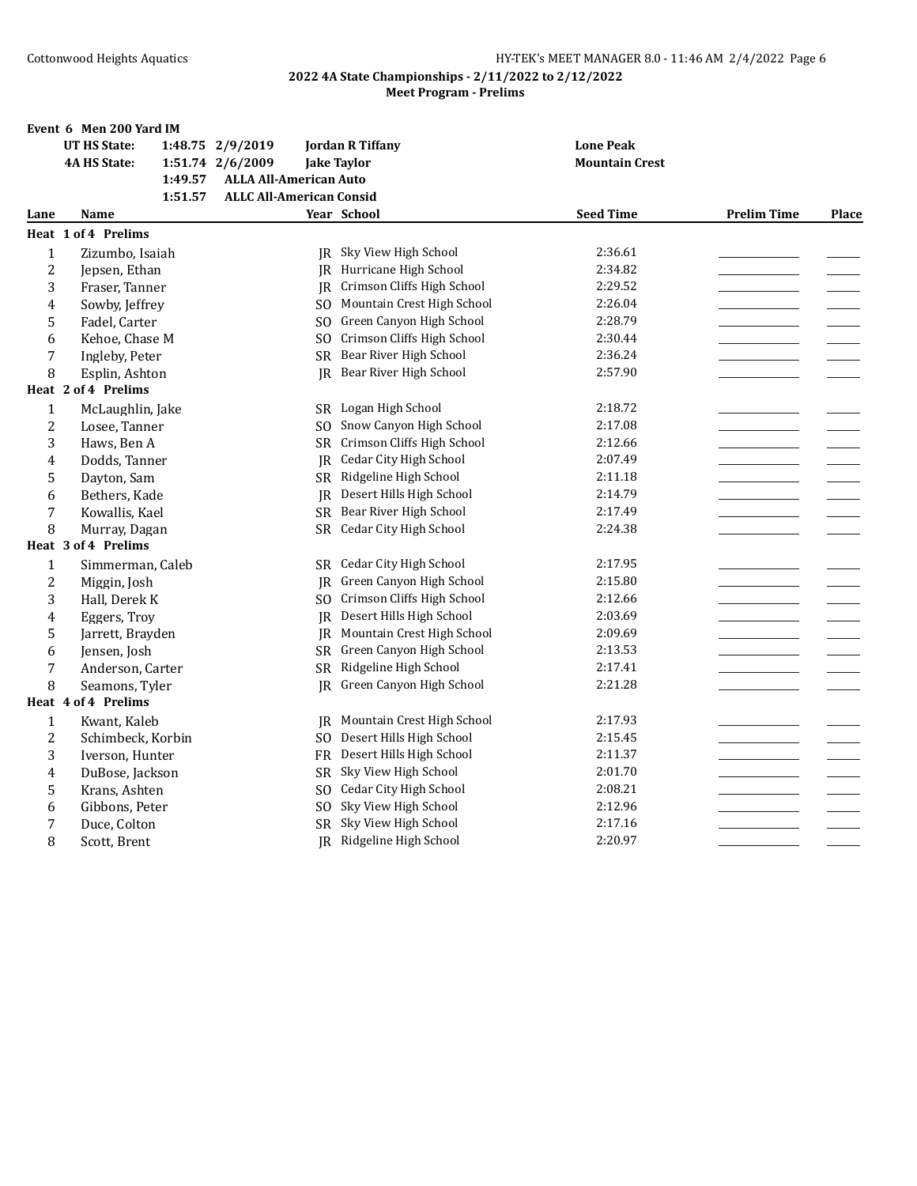## 2022 4A State Championships - 2/11/2022 to 2/12/2022

**Meet Program - Prelims**

### Event 6 Men 200 Yard IM

| | | | | |
|---|---|---|---|---|
| **UT HS State:** | **1:48.75** | **2/9/2019** | **Jordan R Tiffany** | **Lone Peak** |
| **4A HS State:** | **1:51.74** | **2/6/2009** | **Jake Taylor** | **Mountain Crest** |
| | **1:49.57** | **ALLA All-American Auto** | | |
| | **1:51.57** | **ALLC All-American Consid** | | |

| Lane | Name | Year | School | Seed Time | Prelim Time | Place |
|---|---|---|---|---|---|---|
| **Heat 1 of 4 Prelims** | | | | | | |
| 1 | Zizumbo, Isaiah | JR | Sky View High School | 2:36.61 | | |
| 2 | Jepsen, Ethan | JR | Hurricane High School | 2:34.82 | | |
| 3 | Fraser, Tanner | JR | Crimson Cliffs High School | 2:29.52 | | |
| 4 | Sowby, Jeffrey | SO | Mountain Crest High School | 2:26.04 | | |
| 5 | Fadel, Carter | SO | Green Canyon High School | 2:28.79 | | |
| 6 | Kehoe, Chase M | SO | Crimson Cliffs High School | 2:30.44 | | |
| 7 | Ingleby, Peter | SR | Bear River High School | 2:36.24 | | |
| 8 | Esplin, Ashton | JR | Bear River High School | 2:57.90 | | |
| **Heat 2 of 4 Prelims** | | | | | | |
| 1 | McLaughlin, Jake | SR | Logan High School | 2:18.72 | | |
| 2 | Losee, Tanner | SO | Snow Canyon High School | 2:17.08 | | |
| 3 | Haws, Ben A | SR | Crimson Cliffs High School | 2:12.66 | | |
| 4 | Dodds, Tanner | JR | Cedar City High School | 2:07.49 | | |
| 5 | Dayton, Sam | SR | Ridgeline High School | 2:11.18 | | |
| 6 | Bethers, Kade | JR | Desert Hills High School | 2:14.79 | | |
| 7 | Kowallis, Kael | SR | Bear River High School | 2:17.49 | | |
| 8 | Murray, Dagan | SR | Cedar City High School | 2:24.38 | | |
| **Heat 3 of 4 Prelims** | | | | | | |
| 1 | Simmerman, Caleb | SR | Cedar City High School | 2:17.95 | | |
| 2 | Miggin, Josh | JR | Green Canyon High School | 2:15.80 | | |
| 3 | Hall, Derek K | SO | Crimson Cliffs High School | 2:12.66 | | |
| 4 | Eggers, Troy | JR | Desert Hills High School | 2:03.69 | | |
| 5 | Jarrett, Brayden | JR | Mountain Crest High School | 2:09.69 | | |
| 6 | Jensen, Josh | SR | Green Canyon High School | 2:13.53 | | |
| 7 | Anderson, Carter | SR | Ridgeline High School | 2:17.41 | | |
| 8 | Seamons, Tyler | JR | Green Canyon High School | 2:21.28 | | |
| **Heat 4 of 4 Prelims** | | | | | | |
| 1 | Kwant, Kaleb | JR | Mountain Crest High School | 2:17.93 | | |
| 2 | Schimbeck, Korbin | SO | Desert Hills High School | 2:15.45 | | |
| 3 | Iverson, Hunter | FR | Desert Hills High School | 2:11.37 | | |
| 4 | DuBose, Jackson | SR | Sky View High School | 2:01.70 | | |
| 5 | Krans, Ashten | SO | Cedar City High School | 2:08.21 | | |
| 6 | Gibbons, Peter | SO | Sky View High School | 2:12.96 | | |
| 7 | Duce, Colton | SR | Sky View High School | 2:17.16 | | |
| 8 | Scott, Brent | JR | Ridgeline High School | 2:20.97 | | |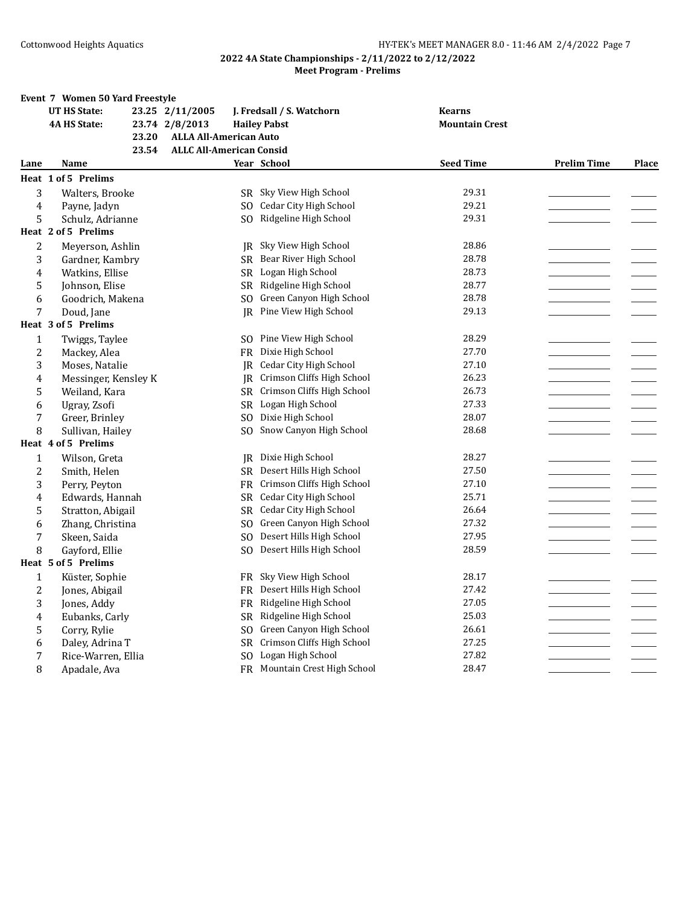## 2022 4A State Championships - 2/11/2022 to 2/12/2022

**Meet Program - Prelims**

### Event 7 Women 50 Yard Freestyle

| | | | | |
|---|---|---|---|---|
| UT HS State: | 23.25 | 2/11/2005 | J. Fredsall / S. Watchorn | Kearns |
| 4A HS State: | 23.74 | 2/8/2013 | Hailey Pabst | Mountain Crest |
| | 23.20 | ALLA All-American Auto | | |
| | 23.54 | ALLC All-American Consid | | |

| Lane | Name | Year | School | Seed Time | Prelim Time | Place |
|---|---|---|---|---|---|---|
| **Heat 1 of 5 Prelims** | | | | | | |
| 3 | Walters, Brooke | SR | Sky View High School | 29.31 | | |
| 4 | Payne, Jadyn | SO | Cedar City High School | 29.21 | | |
| 5 | Schulz, Adrianne | SO | Ridgeline High School | 29.31 | | |
| **Heat 2 of 5 Prelims** | | | | | | |
| 2 | Meyerson, Ashlin | JR | Sky View High School | 28.86 | | |
| 3 | Gardner, Kambry | SR | Bear River High School | 28.78 | | |
| 4 | Watkins, Ellise | SR | Logan High School | 28.73 | | |
| 5 | Johnson, Elise | SR | Ridgeline High School | 28.77 | | |
| 6 | Goodrich, Makena | SO | Green Canyon High School | 28.78 | | |
| 7 | Doud, Jane | JR | Pine View High School | 29.13 | | |
| **Heat 3 of 5 Prelims** | | | | | | |
| 1 | Twiggs, Taylee | SO | Pine View High School | 28.29 | | |
| 2 | Mackey, Alea | FR | Dixie High School | 27.70 | | |
| 3 | Moses, Natalie | JR | Cedar City High School | 27.10 | | |
| 4 | Messinger, Kensley K | JR | Crimson Cliffs High School | 26.23 | | |
| 5 | Weiland, Kara | SR | Crimson Cliffs High School | 26.73 | | |
| 6 | Ugray, Zsofi | SR | Logan High School | 27.33 | | |
| 7 | Greer, Brinley | SO | Dixie High School | 28.07 | | |
| 8 | Sullivan, Hailey | SO | Snow Canyon High School | 28.68 | | |
| **Heat 4 of 5 Prelims** | | | | | | |
| 1 | Wilson, Greta | JR | Dixie High School | 28.27 | | |
| 2 | Smith, Helen | SR | Desert Hills High School | 27.50 | | |
| 3 | Perry, Peyton | FR | Crimson Cliffs High School | 27.10 | | |
| 4 | Edwards, Hannah | SR | Cedar City High School | 25.71 | | |
| 5 | Stratton, Abigail | SR | Cedar City High School | 26.64 | | |
| 6 | Zhang, Christina | SO | Green Canyon High School | 27.32 | | |
| 7 | Skeen, Saida | SO | Desert Hills High School | 27.95 | | |
| 8 | Gayford, Ellie | SO | Desert Hills High School | 28.59 | | |
| **Heat 5 of 5 Prelims** | | | | | | |
| 1 | Küster, Sophie | FR | Sky View High School | 28.17 | | |
| 2 | Jones, Abigail | FR | Desert Hills High School | 27.42 | | |
| 3 | Jones, Addy | FR | Ridgeline High School | 27.05 | | |
| 4 | Eubanks, Carly | SR | Ridgeline High School | 25.03 | | |
| 5 | Corry, Rylie | SO | Green Canyon High School | 26.61 | | |
| 6 | Daley, Adrina T | SR | Crimson Cliffs High School | 27.25 | | |
| 7 | Rice-Warren, Ellia | SO | Logan High School | 27.82 | | |
| 8 | Apadale, Ava | FR | Mountain Crest High School | 28.47 | | |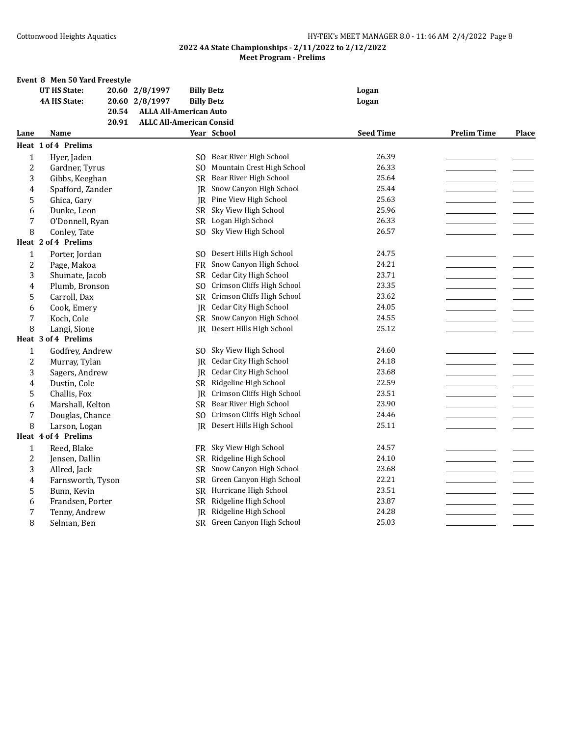**2022 4A State Championships - 2/11/2022 to 2/12/2022**
**Meet Program - Prelims**

## Event 8 Men 50 Yard Freestyle

| | | | | |
|---|---|---|---|---|
| UT HS State: | 20.60 | 2/8/1997 | Billy Betz | Logan |
| 4A HS State: | 20.60 | 2/8/1997 | Billy Betz | Logan |
| | 20.54 | ALLA All-American Auto | | |
| | 20.91 | ALLC All-American Consid | | |

| Lane | Name | Year | School | Seed Time | Prelim Time | Place |
|---|---|---|---|---|---|---|
| **Heat 1 of 4 Prelims** | | | | | | |
| 1 | Hyer, Jaden | SO | Bear River High School | 26.39 | | |
| 2 | Gardner, Tyrus | SO | Mountain Crest High School | 26.33 | | |
| 3 | Gibbs, Keeghan | SR | Bear River High School | 25.64 | | |
| 4 | Spafford, Zander | JR | Snow Canyon High School | 25.44 | | |
| 5 | Ghica, Gary | JR | Pine View High School | 25.63 | | |
| 6 | Dunke, Leon | SR | Sky View High School | 25.96 | | |
| 7 | O'Donnell, Ryan | SR | Logan High School | 26.33 | | |
| 8 | Conley, Tate | SO | Sky View High School | 26.57 | | |
| **Heat 2 of 4 Prelims** | | | | | | |
| 1 | Porter, Jordan | SO | Desert Hills High School | 24.75 | | |
| 2 | Page, Makoa | FR | Snow Canyon High School | 24.21 | | |
| 3 | Shumate, Jacob | SR | Cedar City High School | 23.71 | | |
| 4 | Plumb, Bronson | SO | Crimson Cliffs High School | 23.35 | | |
| 5 | Carroll, Dax | SR | Crimson Cliffs High School | 23.62 | | |
| 6 | Cook, Emery | JR | Cedar City High School | 24.05 | | |
| 7 | Koch, Cole | SR | Snow Canyon High School | 24.55 | | |
| 8 | Langi, Sione | JR | Desert Hills High School | 25.12 | | |
| **Heat 3 of 4 Prelims** | | | | | | |
| 1 | Godfrey, Andrew | SO | Sky View High School | 24.60 | | |
| 2 | Murray, Tylan | JR | Cedar City High School | 24.18 | | |
| 3 | Sagers, Andrew | JR | Cedar City High School | 23.68 | | |
| 4 | Dustin, Cole | SR | Ridgeline High School | 22.59 | | |
| 5 | Challis, Fox | JR | Crimson Cliffs High School | 23.51 | | |
| 6 | Marshall, Kelton | SR | Bear River High School | 23.90 | | |
| 7 | Douglas, Chance | SO | Crimson Cliffs High School | 24.46 | | |
| 8 | Larson, Logan | JR | Desert Hills High School | 25.11 | | |
| **Heat 4 of 4 Prelims** | | | | | | |
| 1 | Reed, Blake | FR | Sky View High School | 24.57 | | |
| 2 | Jensen, Dallin | SR | Ridgeline High School | 24.10 | | |
| 3 | Allred, Jack | SR | Snow Canyon High School | 23.68 | | |
| 4 | Farnsworth, Tyson | SR | Green Canyon High School | 22.21 | | |
| 5 | Bunn, Kevin | SR | Hurricane High School | 23.51 | | |
| 6 | Frandsen, Porter | SR | Ridgeline High School | 23.87 | | |
| 7 | Tenny, Andrew | JR | Ridgeline High School | 24.28 | | |
| 8 | Selman, Ben | SR | Green Canyon High School | 25.03 | | |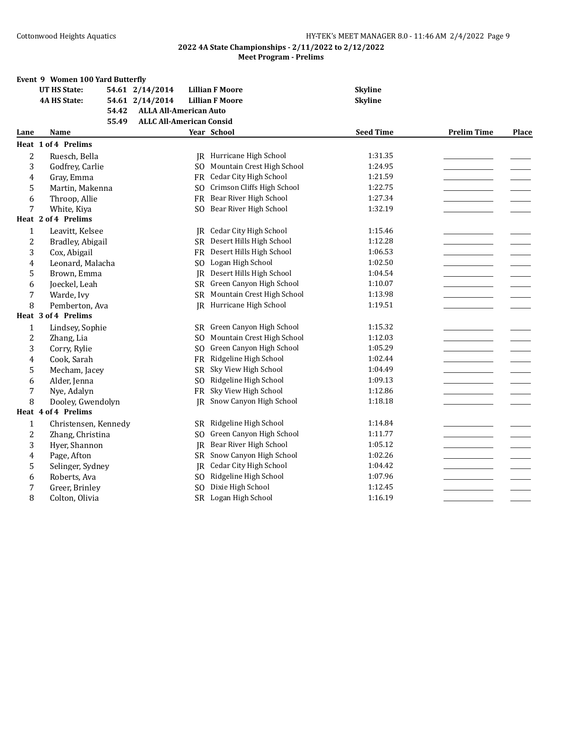## 2022 4A State Championships - 2/11/2022 to 2/12/2022

### Meet Program - Prelims

### Event 9 Women 100 Yard Butterfly

| | | | | |
|---|---|---|---|---|
| UT HS State: | 54.61 | 2/14/2014 | Lillian F Moore | Skyline |
| 4A HS State: | 54.61 | 2/14/2014 | Lillian F Moore | Skyline |
| | 54.42 | ALLA All-American Auto | | |
| | 55.49 | ALLC All-American Consid | | |

| Lane | Name | Year | School | Seed Time | Prelim Time | Place |
|---|---|---|---|---|---|---|
| **Heat 1 of 4 Prelims** | | | | | | |
| 2 | Ruesch, Bella | JR | Hurricane High School | 1:31.35 | | |
| 3 | Godfrey, Carlie | SO | Mountain Crest High School | 1:24.95 | | |
| 4 | Gray, Emma | FR | Cedar City High School | 1:21.59 | | |
| 5 | Martin, Makenna | SO | Crimson Cliffs High School | 1:22.75 | | |
| 6 | Throop, Allie | FR | Bear River High School | 1:27.34 | | |
| 7 | White, Kiya | SO | Bear River High School | 1:32.19 | | |
| **Heat 2 of 4 Prelims** | | | | | | |
| 1 | Leavitt, Kelsee | JR | Cedar City High School | 1:15.46 | | |
| 2 | Bradley, Abigail | SR | Desert Hills High School | 1:12.28 | | |
| 3 | Cox, Abigail | FR | Desert Hills High School | 1:06.53 | | |
| 4 | Leonard, Malacha | SO | Logan High School | 1:02.50 | | |
| 5 | Brown, Emma | JR | Desert Hills High School | 1:04.54 | | |
| 6 | Joeckel, Leah | SR | Green Canyon High School | 1:10.07 | | |
| 7 | Warde, Ivy | SR | Mountain Crest High School | 1:13.98 | | |
| 8 | Pemberton, Ava | JR | Hurricane High School | 1:19.51 | | |
| **Heat 3 of 4 Prelims** | | | | | | |
| 1 | Lindsey, Sophie | SR | Green Canyon High School | 1:15.32 | | |
| 2 | Zhang, Lia | SO | Mountain Crest High School | 1:12.03 | | |
| 3 | Corry, Rylie | SO | Green Canyon High School | 1:05.29 | | |
| 4 | Cook, Sarah | FR | Ridgeline High School | 1:02.44 | | |
| 5 | Mecham, Jacey | SR | Sky View High School | 1:04.49 | | |
| 6 | Alder, Jenna | SO | Ridgeline High School | 1:09.13 | | |
| 7 | Nye, Adalyn | FR | Sky View High School | 1:12.86 | | |
| 8 | Dooley, Gwendolyn | JR | Snow Canyon High School | 1:18.18 | | |
| **Heat 4 of 4 Prelims** | | | | | | |
| 1 | Christensen, Kennedy | SR | Ridgeline High School | 1:14.84 | | |
| 2 | Zhang, Christina | SO | Green Canyon High School | 1:11.77 | | |
| 3 | Hyer, Shannon | JR | Bear River High School | 1:05.12 | | |
| 4 | Page, Afton | SR | Snow Canyon High School | 1:02.26 | | |
| 5 | Selinger, Sydney | JR | Cedar City High School | 1:04.42 | | |
| 6 | Roberts, Ava | SO | Ridgeline High School | 1:07.96 | | |
| 7 | Greer, Brinley | SO | Dixie High School | 1:12.45 | | |
| 8 | Colton, Olivia | SR | Logan High School | 1:16.19 | | |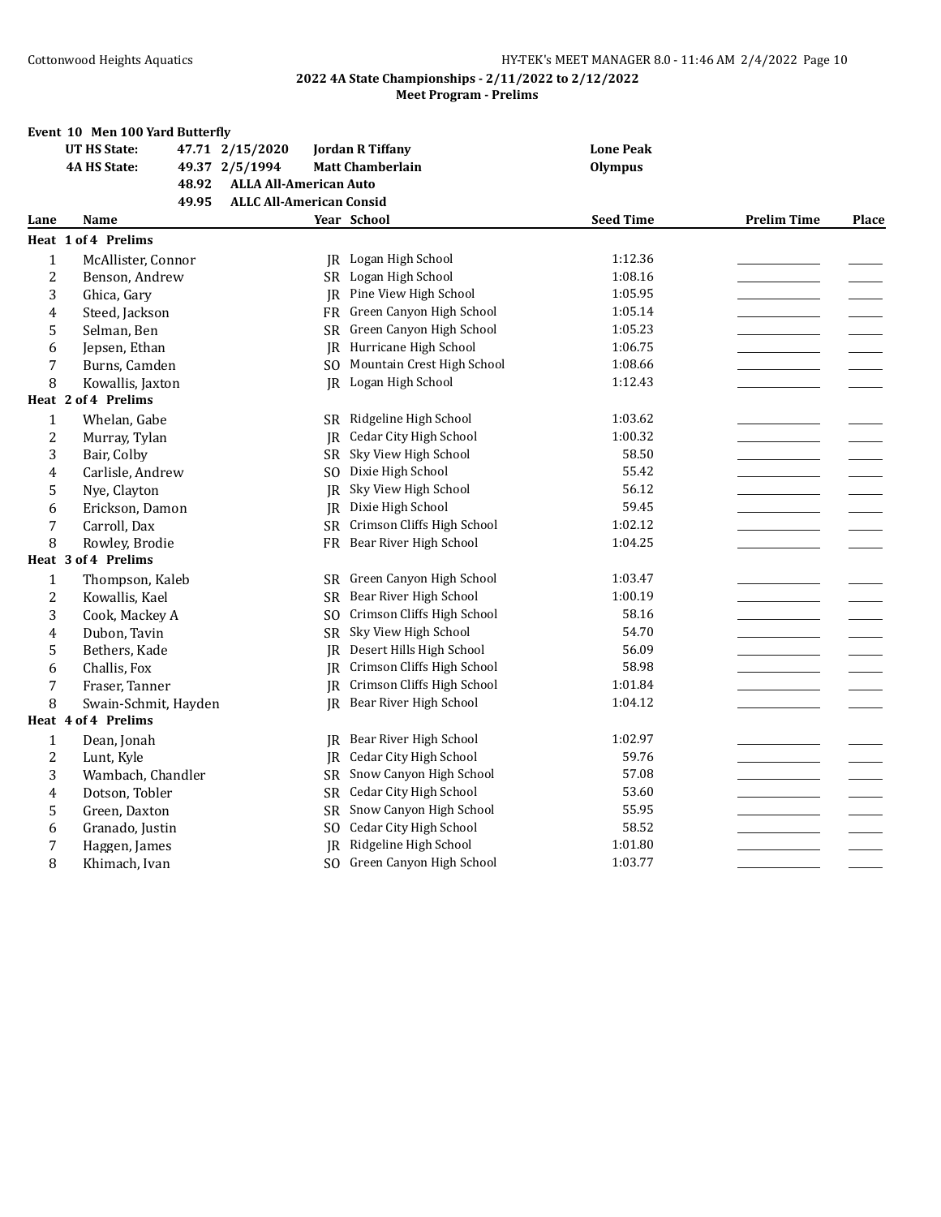## 2022 4A State Championships - 2/11/2022 to 2/12/2022

### Meet Program - Prelims

**Event 10 Men 100 Yard Butterfly**

| | | | |
|---|---|---|---|
| **UT HS State:** | 47.71 2/15/2020 | **Jordan R Tiffany** | **Lone Peak** |
| **4A HS State:** | 49.37 2/5/1994 | **Matt Chamberlain** | **Olympus** |
| | 48.92 | **ALLA All-American Auto** | |
| | 49.95 | **ALLC All-American Consid** | |

| Lane | Name | Year | School | Seed Time | Prelim Time | Place |
|---|---|---|---|---|---|---|
| **Heat 1 of 4 Prelims** | | | | | | |
| 1 | McAllister, Connor | JR | Logan High School | 1:12.36 | | |
| 2 | Benson, Andrew | SR | Logan High School | 1:08.16 | | |
| 3 | Ghica, Gary | JR | Pine View High School | 1:05.95 | | |
| 4 | Steed, Jackson | FR | Green Canyon High School | 1:05.14 | | |
| 5 | Selman, Ben | SR | Green Canyon High School | 1:05.23 | | |
| 6 | Jepsen, Ethan | JR | Hurricane High School | 1:06.75 | | |
| 7 | Burns, Camden | SO | Mountain Crest High School | 1:08.66 | | |
| 8 | Kowallis, Jaxton | JR | Logan High School | 1:12.43 | | |
| **Heat 2 of 4 Prelims** | | | | | | |
| 1 | Whelan, Gabe | SR | Ridgeline High School | 1:03.62 | | |
| 2 | Murray, Tylan | JR | Cedar City High School | 1:00.32 | | |
| 3 | Bair, Colby | SR | Sky View High School | 58.50 | | |
| 4 | Carlisle, Andrew | SO | Dixie High School | 55.42 | | |
| 5 | Nye, Clayton | JR | Sky View High School | 56.12 | | |
| 6 | Erickson, Damon | JR | Dixie High School | 59.45 | | |
| 7 | Carroll, Dax | SR | Crimson Cliffs High School | 1:02.12 | | |
| 8 | Rowley, Brodie | FR | Bear River High School | 1:04.25 | | |
| **Heat 3 of 4 Prelims** | | | | | | |
| 1 | Thompson, Kaleb | SR | Green Canyon High School | 1:03.47 | | |
| 2 | Kowallis, Kael | SR | Bear River High School | 1:00.19 | | |
| 3 | Cook, Mackey A | SO | Crimson Cliffs High School | 58.16 | | |
| 4 | Dubon, Tavin | SR | Sky View High School | 54.70 | | |
| 5 | Bethers, Kade | JR | Desert Hills High School | 56.09 | | |
| 6 | Challis, Fox | JR | Crimson Cliffs High School | 58.98 | | |
| 7 | Fraser, Tanner | JR | Crimson Cliffs High School | 1:01.84 | | |
| 8 | Swain-Schmit, Hayden | JR | Bear River High School | 1:04.12 | | |
| **Heat 4 of 4 Prelims** | | | | | | |
| 1 | Dean, Jonah | JR | Bear River High School | 1:02.97 | | |
| 2 | Lunt, Kyle | JR | Cedar City High School | 59.76 | | |
| 3 | Wambach, Chandler | SR | Snow Canyon High School | 57.08 | | |
| 4 | Dotson, Tobler | SR | Cedar City High School | 53.60 | | |
| 5 | Green, Daxton | SR | Snow Canyon High School | 55.95 | | |
| 6 | Granado, Justin | SO | Cedar City High School | 58.52 | | |
| 7 | Haggen, James | JR | Ridgeline High School | 1:01.80 | | |
| 8 | Khimach, Ivan | SO | Green Canyon High School | 1:03.77 | | |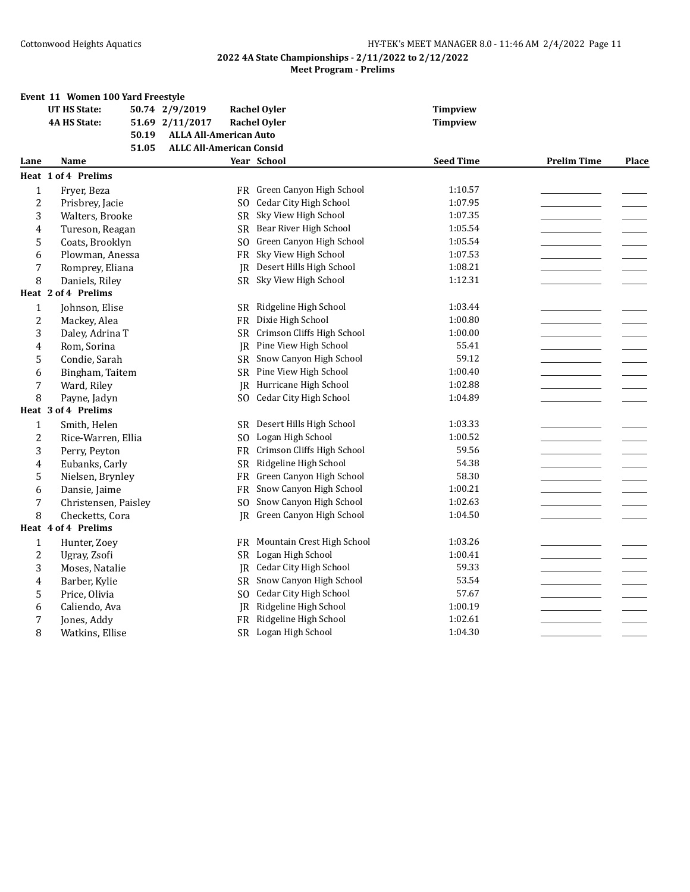**2022 4A State Championships - 2/11/2022 to 2/12/2022**
**Meet Program - Prelims**

### Event 11 Women 100 Yard Freestyle

| | | | | |
|---|---|---|---|---|
| UT HS State: | 50.74 | 2/9/2019 | Rachel Oyler | Timpview |
| 4A HS State: | 51.69 | 2/11/2017 | Rachel Oyler | Timpview |
| | 50.19 | ALLA All-American Auto | | |
| | 51.05 | ALLC All-American Consid | | |

| Lane | Name | Year | School | Seed Time | Prelim Time | Place |
|---|---|---|---|---|---|---|
| **Heat 1 of 4 Prelims** | | | | | | |
| 1 | Fryer, Beza | FR | Green Canyon High School | 1:10.57 | | |
| 2 | Prisbrey, Jacie | SO | Cedar City High School | 1:07.95 | | |
| 3 | Walters, Brooke | SR | Sky View High School | 1:07.35 | | |
| 4 | Tureson, Reagan | SR | Bear River High School | 1:05.54 | | |
| 5 | Coats, Brooklyn | SO | Green Canyon High School | 1:05.54 | | |
| 6 | Plowman, Anessa | FR | Sky View High School | 1:07.53 | | |
| 7 | Romprey, Eliana | JR | Desert Hills High School | 1:08.21 | | |
| 8 | Daniels, Riley | SR | Sky View High School | 1:12.31 | | |
| **Heat 2 of 4 Prelims** | | | | | | |
| 1 | Johnson, Elise | SR | Ridgeline High School | 1:03.44 | | |
| 2 | Mackey, Alea | FR | Dixie High School | 1:00.80 | | |
| 3 | Daley, Adrina T | SR | Crimson Cliffs High School | 1:00.00 | | |
| 4 | Rom, Sorina | JR | Pine View High School | 55.41 | | |
| 5 | Condie, Sarah | SR | Snow Canyon High School | 59.12 | | |
| 6 | Bingham, Taitem | SR | Pine View High School | 1:00.40 | | |
| 7 | Ward, Riley | JR | Hurricane High School | 1:02.88 | | |
| 8 | Payne, Jadyn | SO | Cedar City High School | 1:04.89 | | |
| **Heat 3 of 4 Prelims** | | | | | | |
| 1 | Smith, Helen | SR | Desert Hills High School | 1:03.33 | | |
| 2 | Rice-Warren, Ellia | SO | Logan High School | 1:00.52 | | |
| 3 | Perry, Peyton | FR | Crimson Cliffs High School | 59.56 | | |
| 4 | Eubanks, Carly | SR | Ridgeline High School | 54.38 | | |
| 5 | Nielsen, Brynley | FR | Green Canyon High School | 58.30 | | |
| 6 | Dansie, Jaime | FR | Snow Canyon High School | 1:00.21 | | |
| 7 | Christensen, Paisley | SO | Snow Canyon High School | 1:02.63 | | |
| 8 | Checketts, Cora | JR | Green Canyon High School | 1:04.50 | | |
| **Heat 4 of 4 Prelims** | | | | | | |
| 1 | Hunter, Zoey | FR | Mountain Crest High School | 1:03.26 | | |
| 2 | Ugray, Zsofi | SR | Logan High School | 1:00.41 | | |
| 3 | Moses, Natalie | JR | Cedar City High School | 59.33 | | |
| 4 | Barber, Kylie | SR | Snow Canyon High School | 53.54 | | |
| 5 | Price, Olivia | SO | Cedar City High School | 57.67 | | |
| 6 | Caliendo, Ava | JR | Ridgeline High School | 1:00.19 | | |
| 7 | Jones, Addy | FR | Ridgeline High School | 1:02.61 | | |
| 8 | Watkins, Ellise | SR | Logan High School | 1:04.30 | | |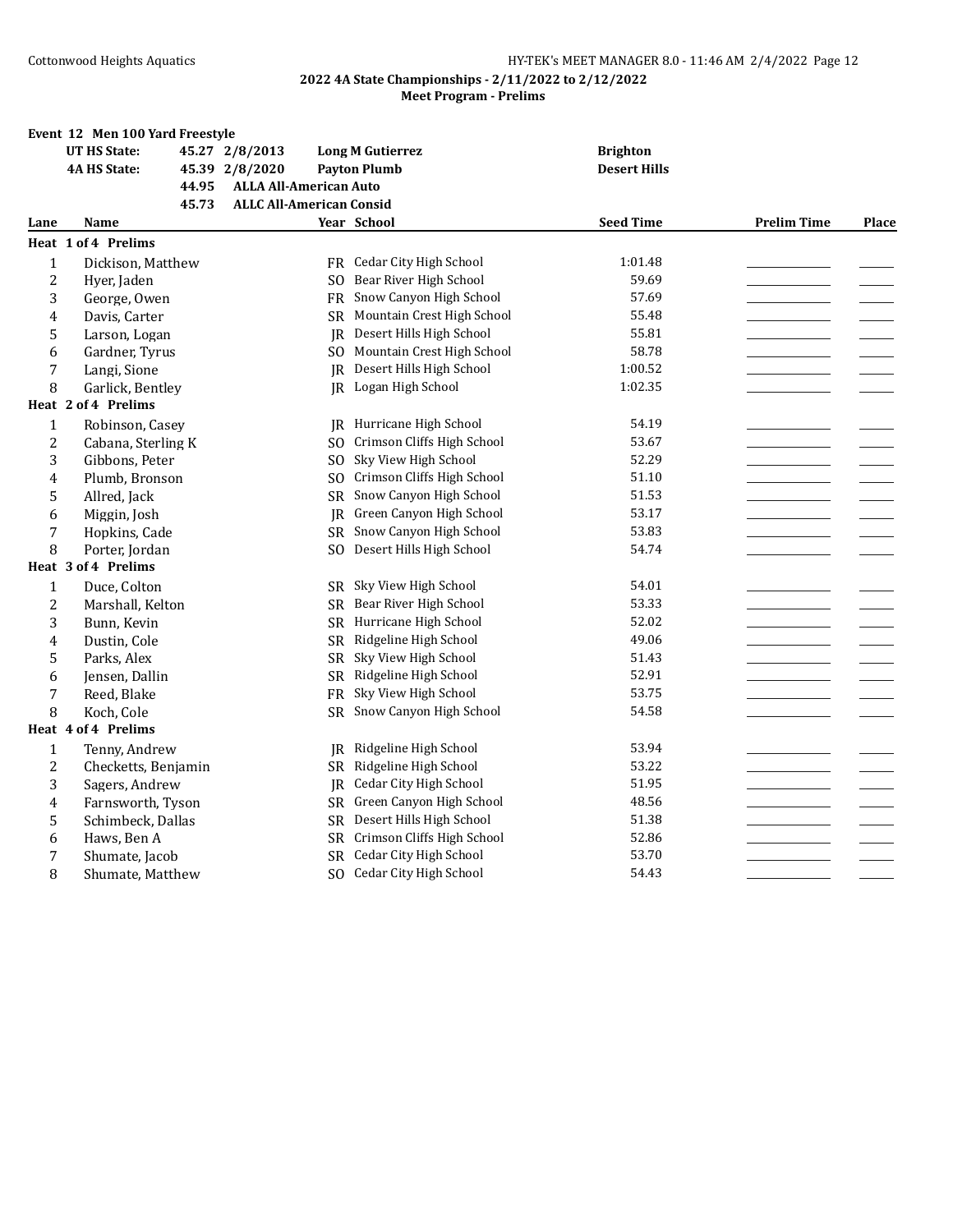## 2022 4A State Championships - 2/11/2022 to 2/12/2022

### Meet Program - Prelims

**Event 12 Men 100 Yard Freestyle**

| | | | | |
|---|---|---|---|---|
| **UT HS State:** | 45.27 | 2/8/2013 | **Long M Gutierrez** | **Brighton** |
| **4A HS State:** | 45.39 | 2/8/2020 | **Payton Plumb** | **Desert Hills** |
| | 44.95 | **ALLA All-American Auto** | | |
| | 45.73 | **ALLC All-American Consid** | | |

| Lane | Name | Year | School | Seed Time | Prelim Time | Place |
|---|---|---|---|---|---|---|
| **Heat 1 of 4 Prelims** | | | | | | |
| 1 | Dickison, Matthew | FR | Cedar City High School | 1:01.48 | | |
| 2 | Hyer, Jaden | SO | Bear River High School | 59.69 | | |
| 3 | George, Owen | FR | Snow Canyon High School | 57.69 | | |
| 4 | Davis, Carter | SR | Mountain Crest High School | 55.48 | | |
| 5 | Larson, Logan | JR | Desert Hills High School | 55.81 | | |
| 6 | Gardner, Tyrus | SO | Mountain Crest High School | 58.78 | | |
| 7 | Langi, Sione | JR | Desert Hills High School | 1:00.52 | | |
| 8 | Garlick, Bentley | JR | Logan High School | 1:02.35 | | |
| **Heat 2 of 4 Prelims** | | | | | | |
| 1 | Robinson, Casey | JR | Hurricane High School | 54.19 | | |
| 2 | Cabana, Sterling K | SO | Crimson Cliffs High School | 53.67 | | |
| 3 | Gibbons, Peter | SO | Sky View High School | 52.29 | | |
| 4 | Plumb, Bronson | SO | Crimson Cliffs High School | 51.10 | | |
| 5 | Allred, Jack | SR | Snow Canyon High School | 51.53 | | |
| 6 | Miggin, Josh | JR | Green Canyon High School | 53.17 | | |
| 7 | Hopkins, Cade | SR | Snow Canyon High School | 53.83 | | |
| 8 | Porter, Jordan | SO | Desert Hills High School | 54.74 | | |
| **Heat 3 of 4 Prelims** | | | | | | |
| 1 | Duce, Colton | SR | Sky View High School | 54.01 | | |
| 2 | Marshall, Kelton | SR | Bear River High School | 53.33 | | |
| 3 | Bunn, Kevin | SR | Hurricane High School | 52.02 | | |
| 4 | Dustin, Cole | SR | Ridgeline High School | 49.06 | | |
| 5 | Parks, Alex | SR | Sky View High School | 51.43 | | |
| 6 | Jensen, Dallin | SR | Ridgeline High School | 52.91 | | |
| 7 | Reed, Blake | FR | Sky View High School | 53.75 | | |
| 8 | Koch, Cole | SR | Snow Canyon High School | 54.58 | | |
| **Heat 4 of 4 Prelims** | | | | | | |
| 1 | Tenny, Andrew | JR | Ridgeline High School | 53.94 | | |
| 2 | Checketts, Benjamin | SR | Ridgeline High School | 53.22 | | |
| 3 | Sagers, Andrew | JR | Cedar City High School | 51.95 | | |
| 4 | Farnsworth, Tyson | SR | Green Canyon High School | 48.56 | | |
| 5 | Schimbeck, Dallas | SR | Desert Hills High School | 51.38 | | |
| 6 | Haws, Ben A | SR | Crimson Cliffs High School | 52.86 | | |
| 7 | Shumate, Jacob | SR | Cedar City High School | 53.70 | | |
| 8 | Shumate, Matthew | SO | Cedar City High School | 54.43 | | |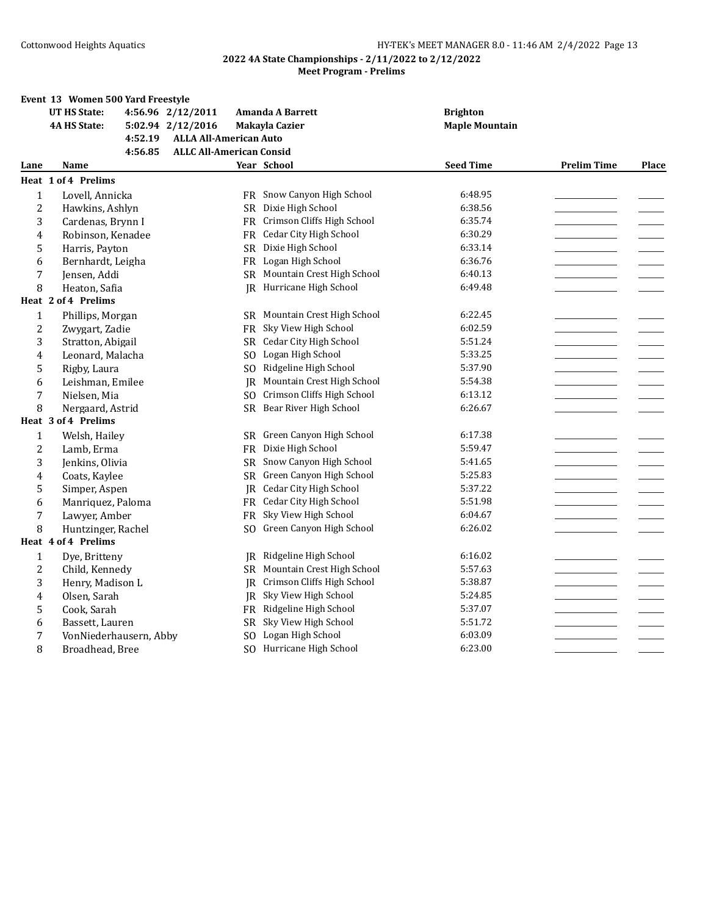**2022 4A State Championships - 2/11/2022 to 2/12/2022**
**Meet Program - Prelims**

### Event 13 Women 500 Yard Freestyle

| | | | |
|---|---|---|---|
| UT HS State: | 4:56.96 2/12/2011 | Amanda A Barrett | Brighton |
| 4A HS State: | 5:02.94 2/12/2016 | Makayla Cazier | Maple Mountain |
| | 4:52.19 | ALLA All-American Auto | |
| | 4:56.85 | ALLC All-American Consid | |

| Lane | Name | Year | School | Seed Time | Prelim Time | Place |
|---|---|---|---|---|---|---|
| **Heat 1 of 4 Prelims** | | | | | | |
| 1 | Lovell, Annicka | FR | Snow Canyon High School | 6:48.95 | | |
| 2 | Hawkins, Ashlyn | SR | Dixie High School | 6:38.56 | | |
| 3 | Cardenas, Brynn I | FR | Crimson Cliffs High School | 6:35.74 | | |
| 4 | Robinson, Kenadee | FR | Cedar City High School | 6:30.29 | | |
| 5 | Harris, Payton | SR | Dixie High School | 6:33.14 | | |
| 6 | Bernhardt, Leigha | FR | Logan High School | 6:36.76 | | |
| 7 | Jensen, Addi | SR | Mountain Crest High School | 6:40.13 | | |
| 8 | Heaton, Safia | JR | Hurricane High School | 6:49.48 | | |
| **Heat 2 of 4 Prelims** | | | | | | |
| 1 | Phillips, Morgan | SR | Mountain Crest High School | 6:22.45 | | |
| 2 | Zwygart, Zadie | FR | Sky View High School | 6:02.59 | | |
| 3 | Stratton, Abigail | SR | Cedar City High School | 5:51.24 | | |
| 4 | Leonard, Malacha | SO | Logan High School | 5:33.25 | | |
| 5 | Rigby, Laura | SO | Ridgeline High School | 5:37.90 | | |
| 6 | Leishman, Emilee | JR | Mountain Crest High School | 5:54.38 | | |
| 7 | Nielsen, Mia | SO | Crimson Cliffs High School | 6:13.12 | | |
| 8 | Nergaard, Astrid | SR | Bear River High School | 6:26.67 | | |
| **Heat 3 of 4 Prelims** | | | | | | |
| 1 | Welsh, Hailey | SR | Green Canyon High School | 6:17.38 | | |
| 2 | Lamb, Erma | FR | Dixie High School | 5:59.47 | | |
| 3 | Jenkins, Olivia | SR | Snow Canyon High School | 5:41.65 | | |
| 4 | Coats, Kaylee | SR | Green Canyon High School | 5:25.83 | | |
| 5 | Simper, Aspen | JR | Cedar City High School | 5:37.22 | | |
| 6 | Manriquez, Paloma | FR | Cedar City High School | 5:51.98 | | |
| 7 | Lawyer, Amber | FR | Sky View High School | 6:04.67 | | |
| 8 | Huntzinger, Rachel | SO | Green Canyon High School | 6:26.02 | | |
| **Heat 4 of 4 Prelims** | | | | | | |
| 1 | Dye, Britteny | JR | Ridgeline High School | 6:16.02 | | |
| 2 | Child, Kennedy | SR | Mountain Crest High School | 5:57.63 | | |
| 3 | Henry, Madison L | JR | Crimson Cliffs High School | 5:38.87 | | |
| 4 | Olsen, Sarah | JR | Sky View High School | 5:24.85 | | |
| 5 | Cook, Sarah | FR | Ridgeline High School | 5:37.07 | | |
| 6 | Bassett, Lauren | SR | Sky View High School | 5:51.72 | | |
| 7 | VonNiederhausern, Abby | SO | Logan High School | 6:03.09 | | |
| 8 | Broadhead, Bree | SO | Hurricane High School | 6:23.00 | | |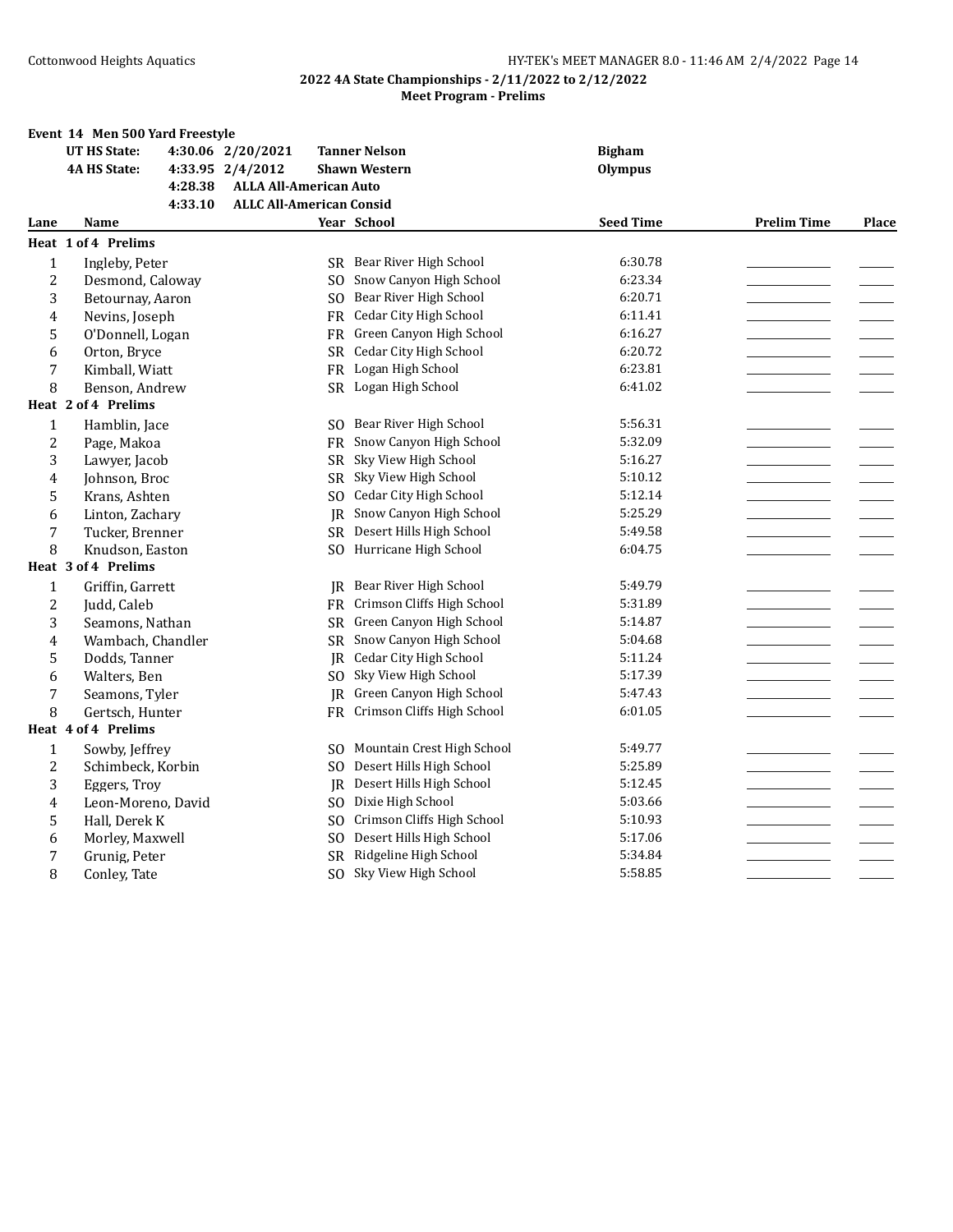**2022 4A State Championships - 2/11/2022 to 2/12/2022**
**Meet Program - Prelims**

## Event 14 Men 500 Yard Freestyle

| | | | | |
|---|---|---|---|---|
| UT HS State: | 4:30.06 | 2/20/2021 | Tanner Nelson | Bigham |
| 4A HS State: | 4:33.95 | 2/4/2012 | Shawn Western | Olympus |
| | 4:28.38 | ALLA All-American Auto | | |
| | 4:33.10 | ALLC All-American Consid | | |

| Lane | Name | Year | School | Seed Time | Prelim Time | Place |
|---|---|---|---|---|---|---|
| **Heat 1 of 4 Prelims** | | | | | | |
| 1 | Ingleby, Peter | SR | Bear River High School | 6:30.78 | | |
| 2 | Desmond, Caloway | SO | Snow Canyon High School | 6:23.34 | | |
| 3 | Betournay, Aaron | SO | Bear River High School | 6:20.71 | | |
| 4 | Nevins, Joseph | FR | Cedar City High School | 6:11.41 | | |
| 5 | O'Donnell, Logan | FR | Green Canyon High School | 6:16.27 | | |
| 6 | Orton, Bryce | SR | Cedar City High School | 6:20.72 | | |
| 7 | Kimball, Wiatt | FR | Logan High School | 6:23.81 | | |
| 8 | Benson, Andrew | SR | Logan High School | 6:41.02 | | |
| **Heat 2 of 4 Prelims** | | | | | | |
| 1 | Hamblin, Jace | SO | Bear River High School | 5:56.31 | | |
| 2 | Page, Makoa | FR | Snow Canyon High School | 5:32.09 | | |
| 3 | Lawyer, Jacob | SR | Sky View High School | 5:16.27 | | |
| 4 | Johnson, Broc | SR | Sky View High School | 5:10.12 | | |
| 5 | Krans, Ashten | SO | Cedar City High School | 5:12.14 | | |
| 6 | Linton, Zachary | JR | Snow Canyon High School | 5:25.29 | | |
| 7 | Tucker, Brenner | SR | Desert Hills High School | 5:49.58 | | |
| 8 | Knudson, Easton | SO | Hurricane High School | 6:04.75 | | |
| **Heat 3 of 4 Prelims** | | | | | | |
| 1 | Griffin, Garrett | JR | Bear River High School | 5:49.79 | | |
| 2 | Judd, Caleb | FR | Crimson Cliffs High School | 5:31.89 | | |
| 3 | Seamons, Nathan | SR | Green Canyon High School | 5:14.87 | | |
| 4 | Wambach, Chandler | SR | Snow Canyon High School | 5:04.68 | | |
| 5 | Dodds, Tanner | JR | Cedar City High School | 5:11.24 | | |
| 6 | Walters, Ben | SO | Sky View High School | 5:17.39 | | |
| 7 | Seamons, Tyler | JR | Green Canyon High School | 5:47.43 | | |
| 8 | Gertsch, Hunter | FR | Crimson Cliffs High School | 6:01.05 | | |
| **Heat 4 of 4 Prelims** | | | | | | |
| 1 | Sowby, Jeffrey | SO | Mountain Crest High School | 5:49.77 | | |
| 2 | Schimbeck, Korbin | SO | Desert Hills High School | 5:25.89 | | |
| 3 | Eggers, Troy | JR | Desert Hills High School | 5:12.45 | | |
| 4 | Leon-Moreno, David | SO | Dixie High School | 5:03.66 | | |
| 5 | Hall, Derek K | SO | Crimson Cliffs High School | 5:10.93 | | |
| 6 | Morley, Maxwell | SO | Desert Hills High School | 5:17.06 | | |
| 7 | Grunig, Peter | SR | Ridgeline High School | 5:34.84 | | |
| 8 | Conley, Tate | SO | Sky View High School | 5:58.85 | | |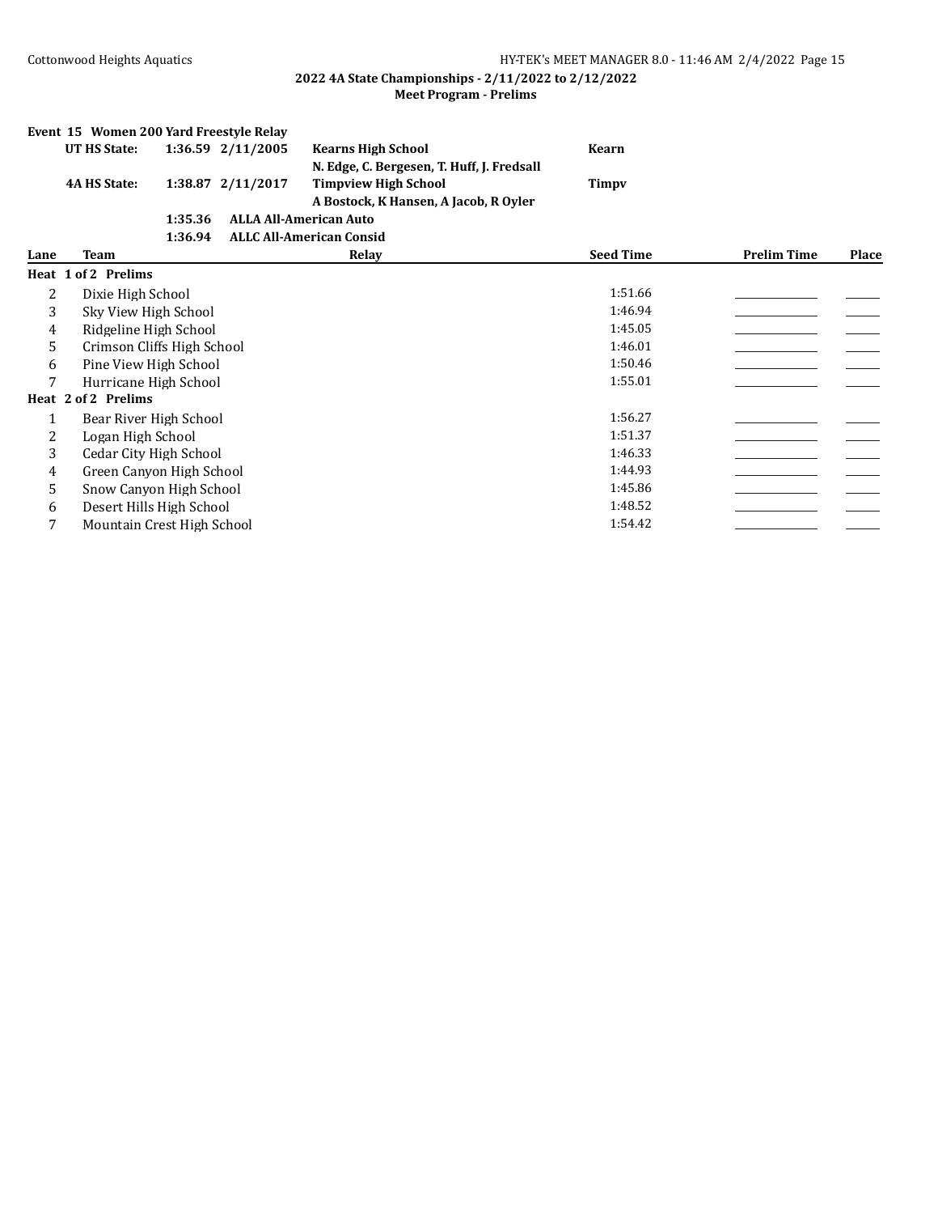**2022 4A State Championships - 2/11/2022 to 2/12/2022**

**Meet Program - Prelims**

**Event 15 Women 200 Yard Freestyle Relay**

| | | | | |
|---|---|---|---|---|
| **UT HS State:** | **1:36.59** | **2/11/2005** | **Kearns High School** | **Kearn** |
| | | | **N. Edge, C. Bergesen, T. Huff, J. Fredsall** | |
| **4A HS State:** | **1:38.87** | **2/11/2017** | **Timpview High School** | **Timpv** |
| | | | **A Bostock, K Hansen, A Jacob, R Oyler** | |
| | **1:35.36** | **ALLA All-American Auto** | | |
| | **1:36.94** | **ALLC All-American Consid** | | |

| Lane | Team | Relay | Seed Time | Prelim Time | Place |
|---|---|---|---|---|---|
| **Heat 1 of 2 Prelims** | | | | | |
| 2 | Dixie High School | | 1:51.66 | _______ | ___ |
| 3 | Sky View High School | | 1:46.94 | _______ | ___ |
| 4 | Ridgeline High School | | 1:45.05 | _______ | ___ |
| 5 | Crimson Cliffs High School | | 1:46.01 | _______ | ___ |
| 6 | Pine View High School | | 1:50.46 | _______ | ___ |
| 7 | Hurricane High School | | 1:55.01 | _______ | ___ |
| **Heat 2 of 2 Prelims** | | | | | |
| 1 | Bear River High School | | 1:56.27 | _______ | ___ |
| 2 | Logan High School | | 1:51.37 | _______ | ___ |
| 3 | Cedar City High School | | 1:46.33 | _______ | ___ |
| 4 | Green Canyon High School | | 1:44.93 | _______ | ___ |
| 5 | Snow Canyon High School | | 1:45.86 | _______ | ___ |
| 6 | Desert Hills High School | | 1:48.52 | _______ | ___ |
| 7 | Mountain Crest High School | | 1:54.42 | _______ | ___ |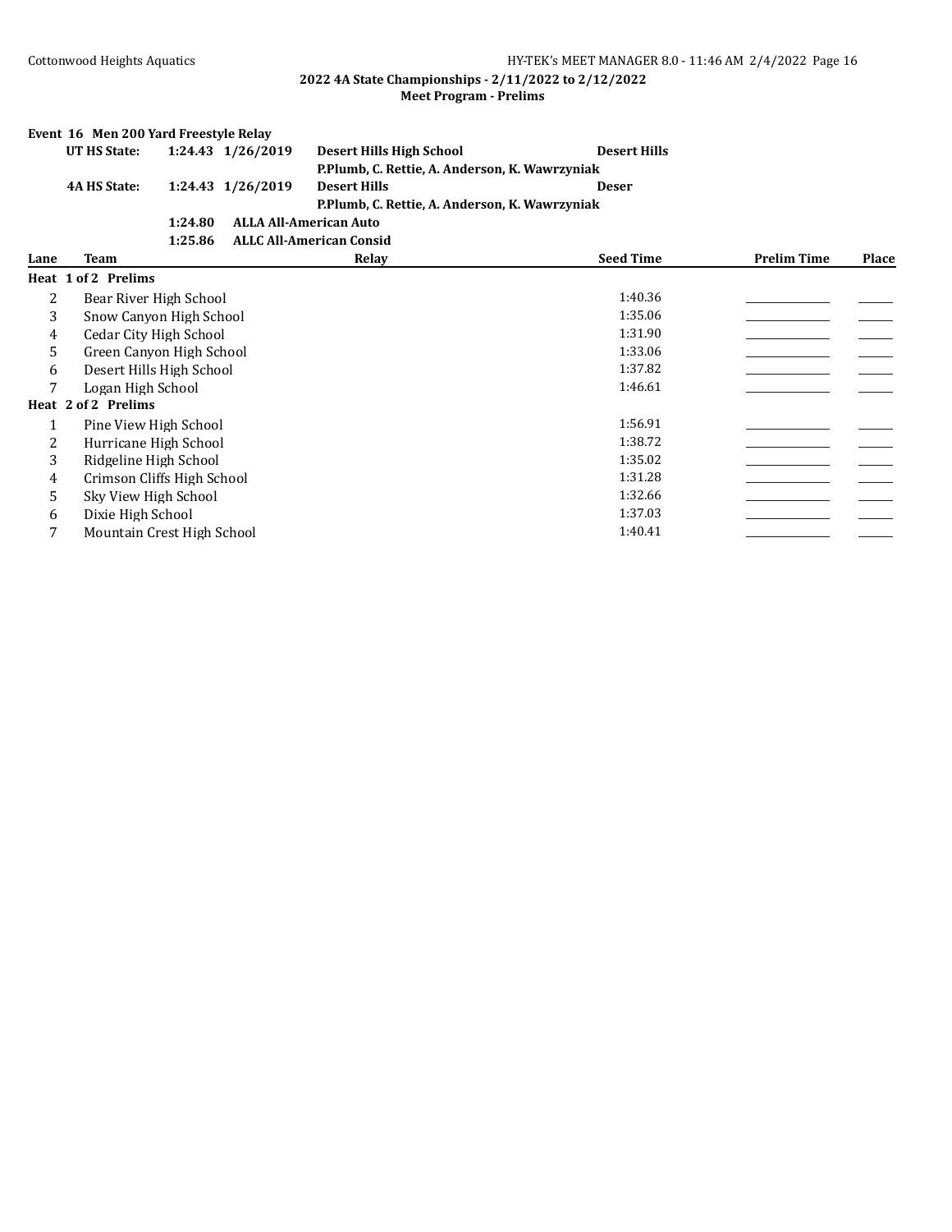**2022 4A State Championships - 2/11/2022 to 2/12/2022**
**Meet Program - Prelims**

**Event 16 Men 200 Yard Freestyle Relay**

| | | | | |
|---|---|---|---|---|
| **UT HS State:** | **1:24.43** | **1/26/2019** | **Desert Hills High School** | **Desert Hills** |
| | | | **P.Plumb, C. Rettie, A. Anderson, K. Wawrzyniak** | |
| **4A HS State:** | **1:24.43** | **1/26/2019** | **Desert Hills** | **Deser** |
| | | | **P.Plumb, C. Rettie, A. Anderson, K. Wawrzyniak** | |
| | **1:24.80** | **ALLA All-American Auto** | | |
| | **1:25.86** | **ALLC All-American Consid** | | |

| Lane | Team | Relay | Seed Time | Prelim Time | Place |
|---|---|---|---|---|---|
| **Heat 1 of 2 Prelims** | | | | | |
| 2 | Bear River High School | | 1:40.36 | \_\_\_\_\_\_\_\_\_\_ | \_\_\_\_ |
| 3 | Snow Canyon High School | | 1:35.06 | \_\_\_\_\_\_\_\_\_\_ | \_\_\_\_ |
| 4 | Cedar City High School | | 1:31.90 | \_\_\_\_\_\_\_\_\_\_ | \_\_\_\_ |
| 5 | Green Canyon High School | | 1:33.06 | \_\_\_\_\_\_\_\_\_\_ | \_\_\_\_ |
| 6 | Desert Hills High School | | 1:37.82 | \_\_\_\_\_\_\_\_\_\_ | \_\_\_\_ |
| 7 | Logan High School | | 1:46.61 | \_\_\_\_\_\_\_\_\_\_ | \_\_\_\_ |
| **Heat 2 of 2 Prelims** | | | | | |
| 1 | Pine View High School | | 1:56.91 | \_\_\_\_\_\_\_\_\_\_ | \_\_\_\_ |
| 2 | Hurricane High School | | 1:38.72 | \_\_\_\_\_\_\_\_\_\_ | \_\_\_\_ |
| 3 | Ridgeline High School | | 1:35.02 | \_\_\_\_\_\_\_\_\_\_ | \_\_\_\_ |
| 4 | Crimson Cliffs High School | | 1:31.28 | \_\_\_\_\_\_\_\_\_\_ | \_\_\_\_ |
| 5 | Sky View High School | | 1:32.66 | \_\_\_\_\_\_\_\_\_\_ | \_\_\_\_ |
| 6 | Dixie High School | | 1:37.03 | \_\_\_\_\_\_\_\_\_\_ | \_\_\_\_ |
| 7 | Mountain Crest High School | | 1:40.41 | \_\_\_\_\_\_\_\_\_\_ | \_\_\_\_ |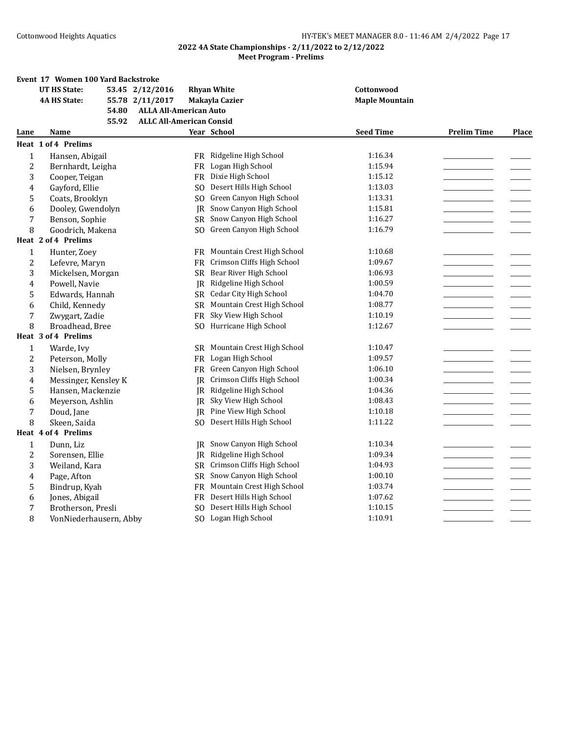**2022 4A State Championships - 2/11/2022 to 2/12/2022**
**Meet Program - Prelims**

### Event 17 Women 100 Yard Backstroke

| | | | | |
|---|---|---|---|---|
| UT HS State: | 53.45 | 2/12/2016 | Rhyan White | Cottonwood |
| 4A HS State: | 55.78 | 2/11/2017 | Makayla Cazier | Maple Mountain |
| | 54.80 | ALLA All-American Auto | | |
| | 55.92 | ALLC All-American Consid | | |

| Lane | Name | Year | School | Seed Time | Prelim Time | Place |
|---|---|---|---|---|---|---|
| **Heat 1 of 4 Prelims** | | | | | | |
| 1 | Hansen, Abigail | FR | Ridgeline High School | 1:16.34 | | |
| 2 | Bernhardt, Leigha | FR | Logan High School | 1:15.94 | | |
| 3 | Cooper, Teigan | FR | Dixie High School | 1:15.12 | | |
| 4 | Gayford, Ellie | SO | Desert Hills High School | 1:13.03 | | |
| 5 | Coats, Brooklyn | SO | Green Canyon High School | 1:13.31 | | |
| 6 | Dooley, Gwendolyn | JR | Snow Canyon High School | 1:15.81 | | |
| 7 | Benson, Sophie | SR | Snow Canyon High School | 1:16.27 | | |
| 8 | Goodrich, Makena | SO | Green Canyon High School | 1:16.79 | | |
| **Heat 2 of 4 Prelims** | | | | | | |
| 1 | Hunter, Zoey | FR | Mountain Crest High School | 1:10.68 | | |
| 2 | Lefevre, Maryn | FR | Crimson Cliffs High School | 1:09.67 | | |
| 3 | Mickelsen, Morgan | SR | Bear River High School | 1:06.93 | | |
| 4 | Powell, Navie | JR | Ridgeline High School | 1:00.59 | | |
| 5 | Edwards, Hannah | SR | Cedar City High School | 1:04.70 | | |
| 6 | Child, Kennedy | SR | Mountain Crest High School | 1:08.77 | | |
| 7 | Zwygart, Zadie | FR | Sky View High School | 1:10.19 | | |
| 8 | Broadhead, Bree | SO | Hurricane High School | 1:12.67 | | |
| **Heat 3 of 4 Prelims** | | | | | | |
| 1 | Warde, Ivy | SR | Mountain Crest High School | 1:10.47 | | |
| 2 | Peterson, Molly | FR | Logan High School | 1:09.57 | | |
| 3 | Nielsen, Brynley | FR | Green Canyon High School | 1:06.10 | | |
| 4 | Messinger, Kensley K | JR | Crimson Cliffs High School | 1:00.34 | | |
| 5 | Hansen, Mackenzie | JR | Ridgeline High School | 1:04.36 | | |
| 6 | Meyerson, Ashlin | JR | Sky View High School | 1:08.43 | | |
| 7 | Doud, Jane | JR | Pine View High School | 1:10.18 | | |
| 8 | Skeen, Saida | SO | Desert Hills High School | 1:11.22 | | |
| **Heat 4 of 4 Prelims** | | | | | | |
| 1 | Dunn, Liz | JR | Snow Canyon High School | 1:10.34 | | |
| 2 | Sorensen, Ellie | JR | Ridgeline High School | 1:09.34 | | |
| 3 | Weiland, Kara | SR | Crimson Cliffs High School | 1:04.93 | | |
| 4 | Page, Afton | SR | Snow Canyon High School | 1:00.10 | | |
| 5 | Bindrup, Kyah | FR | Mountain Crest High School | 1:03.74 | | |
| 6 | Jones, Abigail | FR | Desert Hills High School | 1:07.62 | | |
| 7 | Brotherson, Presli | SO | Desert Hills High School | 1:10.15 | | |
| 8 | VonNiederhausern, Abby | SO | Logan High School | 1:10.91 | | |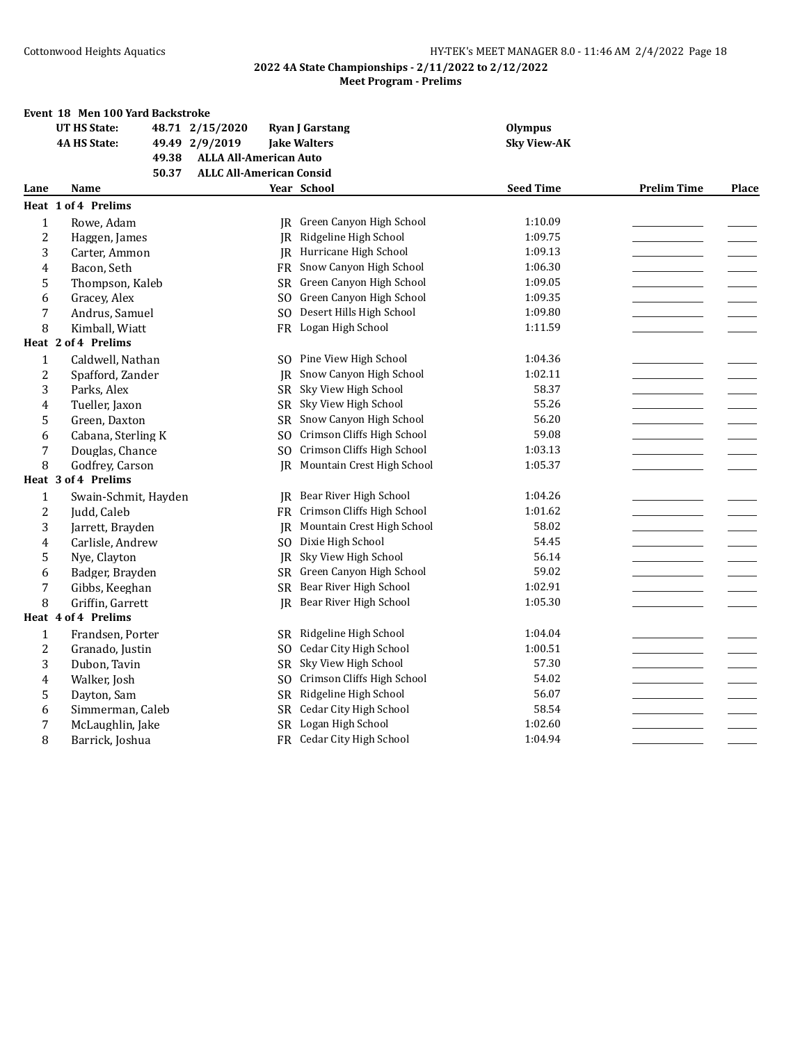## 2022 4A State Championships - 2/11/2022 to 2/12/2022

### Meet Program - Prelims

**Event 18 Men 100 Yard Backstroke**

| | | | |
|---|---|---|---|
| **UT HS State:** | **48.71 2/15/2020** | **Ryan J Garstang** | **Olympus** |
| **4A HS State:** | **49.49 2/9/2019** | **Jake Walters** | **Sky View-AK** |
| | **49.38** | **ALLA All-American Auto** | |
| | **50.37** | **ALLC All-American Consid** | |

| Lane | Name | Year | School | Seed Time | Prelim Time | Place |
|---|---|---|---|---|---|---|
| **Heat 1 of 4 Prelims** | | | | | | |
| 1 | Rowe, Adam | JR | Green Canyon High School | 1:10.09 | | |
| 2 | Haggen, James | JR | Ridgeline High School | 1:09.75 | | |
| 3 | Carter, Ammon | JR | Hurricane High School | 1:09.13 | | |
| 4 | Bacon, Seth | FR | Snow Canyon High School | 1:06.30 | | |
| 5 | Thompson, Kaleb | SR | Green Canyon High School | 1:09.05 | | |
| 6 | Gracey, Alex | SO | Green Canyon High School | 1:09.35 | | |
| 7 | Andrus, Samuel | SO | Desert Hills High School | 1:09.80 | | |
| 8 | Kimball, Wiatt | FR | Logan High School | 1:11.59 | | |
| **Heat 2 of 4 Prelims** | | | | | | |
| 1 | Caldwell, Nathan | SO | Pine View High School | 1:04.36 | | |
| 2 | Spafford, Zander | JR | Snow Canyon High School | 1:02.11 | | |
| 3 | Parks, Alex | SR | Sky View High School | 58.37 | | |
| 4 | Tueller, Jaxon | SR | Sky View High School | 55.26 | | |
| 5 | Green, Daxton | SR | Snow Canyon High School | 56.20 | | |
| 6 | Cabana, Sterling K | SO | Crimson Cliffs High School | 59.08 | | |
| 7 | Douglas, Chance | SO | Crimson Cliffs High School | 1:03.13 | | |
| 8 | Godfrey, Carson | JR | Mountain Crest High School | 1:05.37 | | |
| **Heat 3 of 4 Prelims** | | | | | | |
| 1 | Swain-Schmit, Hayden | JR | Bear River High School | 1:04.26 | | |
| 2 | Judd, Caleb | FR | Crimson Cliffs High School | 1:01.62 | | |
| 3 | Jarrett, Brayden | JR | Mountain Crest High School | 58.02 | | |
| 4 | Carlisle, Andrew | SO | Dixie High School | 54.45 | | |
| 5 | Nye, Clayton | JR | Sky View High School | 56.14 | | |
| 6 | Badger, Brayden | SR | Green Canyon High School | 59.02 | | |
| 7 | Gibbs, Keeghan | SR | Bear River High School | 1:02.91 | | |
| 8 | Griffin, Garrett | JR | Bear River High School | 1:05.30 | | |
| **Heat 4 of 4 Prelims** | | | | | | |
| 1 | Frandsen, Porter | SR | Ridgeline High School | 1:04.04 | | |
| 2 | Granado, Justin | SO | Cedar City High School | 1:00.51 | | |
| 3 | Dubon, Tavin | SR | Sky View High School | 57.30 | | |
| 4 | Walker, Josh | SO | Crimson Cliffs High School | 54.02 | | |
| 5 | Dayton, Sam | SR | Ridgeline High School | 56.07 | | |
| 6 | Simmerman, Caleb | SR | Cedar City High School | 58.54 | | |
| 7 | McLaughlin, Jake | SR | Logan High School | 1:02.60 | | |
| 8 | Barrick, Joshua | FR | Cedar City High School | 1:04.94 | | |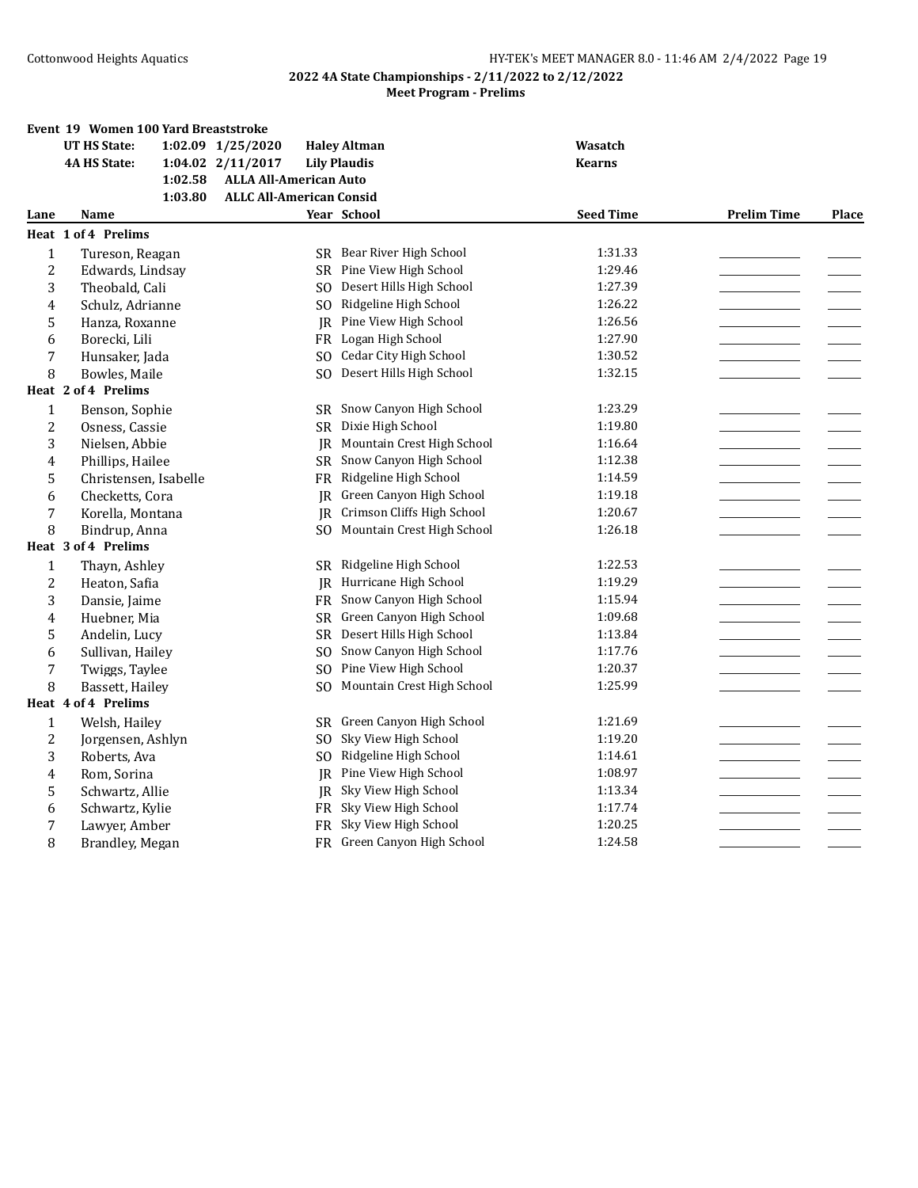## 2022 4A State Championships - 2/11/2022 to 2/12/2022
### Meet Program - Prelims

**Event 19 Women 100 Yard Breaststroke**

| | | | | |
|---|---|---|---|---|
| UT HS State: | 1:02.09 | 1/25/2020 | Haley Altman | Wasatch |
| 4A HS State: | 1:04.02 | 2/11/2017 | Lily Plaudis | Kearns |
| | 1:02.58 | ALLA All-American Auto | | |
| | 1:03.80 | ALLC All-American Consid | | |

| Lane | Name | Year | School | Seed Time | Prelim Time | Place |
|---|---|---|---|---|---|---|
| **Heat 1 of 4 Prelims** | | | | | | |
| 1 | Tureson, Reagan | SR | Bear River High School | 1:31.33 | | |
| 2 | Edwards, Lindsay | SR | Pine View High School | 1:29.46 | | |
| 3 | Theobald, Cali | SO | Desert Hills High School | 1:27.39 | | |
| 4 | Schulz, Adrianne | SO | Ridgeline High School | 1:26.22 | | |
| 5 | Hanza, Roxanne | JR | Pine View High School | 1:26.56 | | |
| 6 | Borecki, Lili | FR | Logan High School | 1:27.90 | | |
| 7 | Hunsaker, Jada | SO | Cedar City High School | 1:30.52 | | |
| 8 | Bowles, Maile | SO | Desert Hills High School | 1:32.15 | | |
| **Heat 2 of 4 Prelims** | | | | | | |
| 1 | Benson, Sophie | SR | Snow Canyon High School | 1:23.29 | | |
| 2 | Osness, Cassie | SR | Dixie High School | 1:19.80 | | |
| 3 | Nielsen, Abbie | JR | Mountain Crest High School | 1:16.64 | | |
| 4 | Phillips, Hailee | SR | Snow Canyon High School | 1:12.38 | | |
| 5 | Christensen, Isabelle | FR | Ridgeline High School | 1:14.59 | | |
| 6 | Checketts, Cora | JR | Green Canyon High School | 1:19.18 | | |
| 7 | Korella, Montana | JR | Crimson Cliffs High School | 1:20.67 | | |
| 8 | Bindrup, Anna | SO | Mountain Crest High School | 1:26.18 | | |
| **Heat 3 of 4 Prelims** | | | | | | |
| 1 | Thayn, Ashley | SR | Ridgeline High School | 1:22.53 | | |
| 2 | Heaton, Safia | JR | Hurricane High School | 1:19.29 | | |
| 3 | Dansie, Jaime | FR | Snow Canyon High School | 1:15.94 | | |
| 4 | Huebner, Mia | SR | Green Canyon High School | 1:09.68 | | |
| 5 | Andelin, Lucy | SR | Desert Hills High School | 1:13.84 | | |
| 6 | Sullivan, Hailey | SO | Snow Canyon High School | 1:17.76 | | |
| 7 | Twiggs, Taylee | SO | Pine View High School | 1:20.37 | | |
| 8 | Bassett, Hailey | SO | Mountain Crest High School | 1:25.99 | | |
| **Heat 4 of 4 Prelims** | | | | | | |
| 1 | Welsh, Hailey | SR | Green Canyon High School | 1:21.69 | | |
| 2 | Jorgensen, Ashlyn | SO | Sky View High School | 1:19.20 | | |
| 3 | Roberts, Ava | SO | Ridgeline High School | 1:14.61 | | |
| 4 | Rom, Sorina | JR | Pine View High School | 1:08.97 | | |
| 5 | Schwartz, Allie | JR | Sky View High School | 1:13.34 | | |
| 6 | Schwartz, Kylie | FR | Sky View High School | 1:17.74 | | |
| 7 | Lawyer, Amber | FR | Sky View High School | 1:20.25 | | |
| 8 | Brandley, Megan | FR | Green Canyon High School | 1:24.58 | | |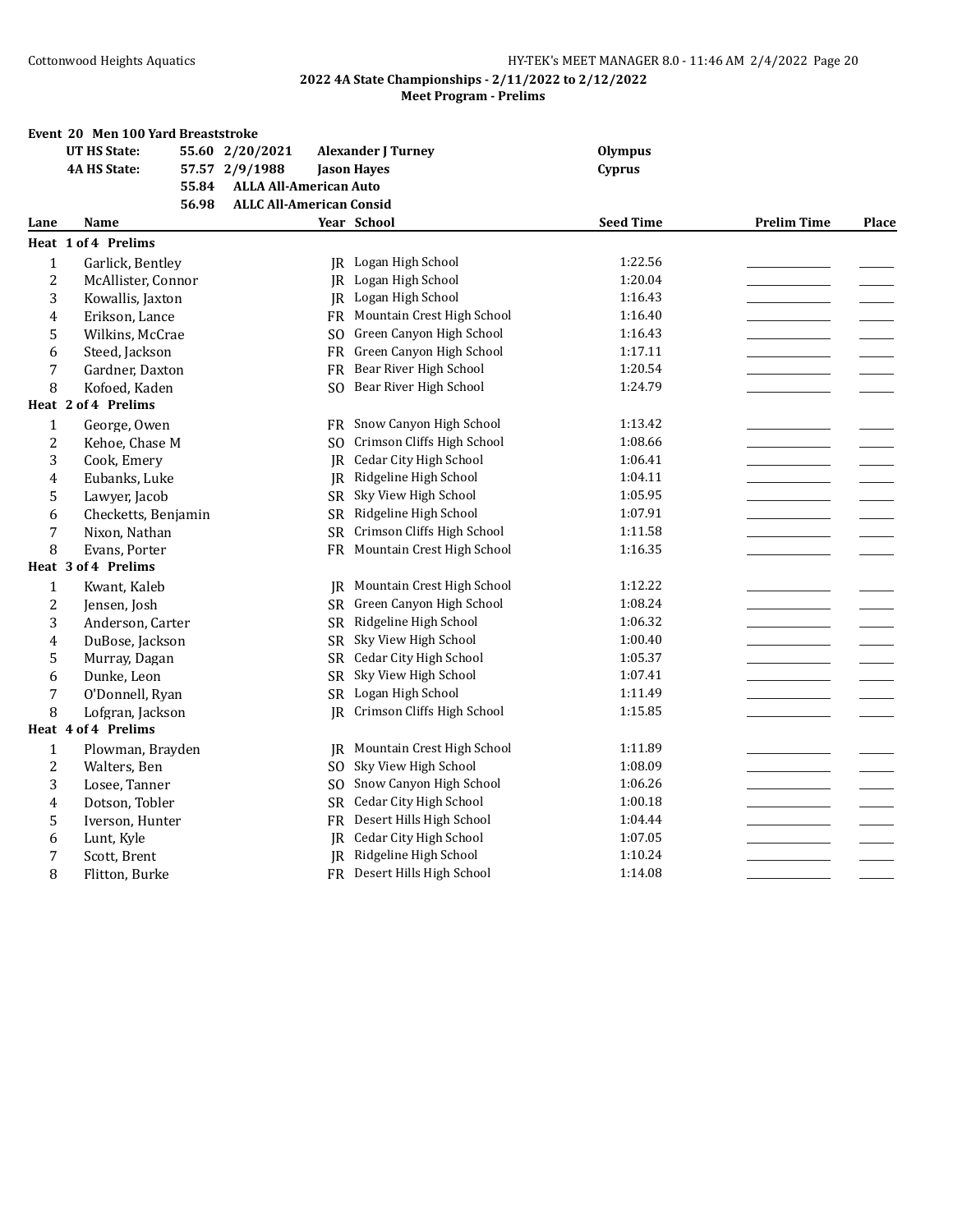**2022 4A State Championships - 2/11/2022 to 2/12/2022**
**Meet Program - Prelims**

### Event 20 Men 100 Yard Breaststroke

| | | | | |
|---|---|---|---|---|
| **UT HS State:** | 55.60 | 2/20/2021 | **Alexander J Turney** | **Olympus** |
| **4A HS State:** | 57.57 | 2/9/1988 | **Jason Hayes** | **Cyprus** |
| | 55.84 | **ALLA All-American Auto** | | |
| | 56.98 | **ALLC All-American Consid** | | |

| Lane | Name | Year | School | Seed Time | Prelim Time | Place |
|---|---|---|---|---|---|---|
| **Heat 1 of 4 Prelims** | | | | | | |
| 1 | Garlick, Bentley | JR | Logan High School | 1:22.56 | | |
| 2 | McAllister, Connor | JR | Logan High School | 1:20.04 | | |
| 3 | Kowallis, Jaxton | JR | Logan High School | 1:16.43 | | |
| 4 | Erikson, Lance | FR | Mountain Crest High School | 1:16.40 | | |
| 5 | Wilkins, McCrae | SO | Green Canyon High School | 1:16.43 | | |
| 6 | Steed, Jackson | FR | Green Canyon High School | 1:17.11 | | |
| 7 | Gardner, Daxton | FR | Bear River High School | 1:20.54 | | |
| 8 | Kofoed, Kaden | SO | Bear River High School | 1:24.79 | | |
| **Heat 2 of 4 Prelims** | | | | | | |
| 1 | George, Owen | FR | Snow Canyon High School | 1:13.42 | | |
| 2 | Kehoe, Chase M | SO | Crimson Cliffs High School | 1:08.66 | | |
| 3 | Cook, Emery | JR | Cedar City High School | 1:06.41 | | |
| 4 | Eubanks, Luke | JR | Ridgeline High School | 1:04.11 | | |
| 5 | Lawyer, Jacob | SR | Sky View High School | 1:05.95 | | |
| 6 | Checketts, Benjamin | SR | Ridgeline High School | 1:07.91 | | |
| 7 | Nixon, Nathan | SR | Crimson Cliffs High School | 1:11.58 | | |
| 8 | Evans, Porter | FR | Mountain Crest High School | 1:16.35 | | |
| **Heat 3 of 4 Prelims** | | | | | | |
| 1 | Kwant, Kaleb | JR | Mountain Crest High School | 1:12.22 | | |
| 2 | Jensen, Josh | SR | Green Canyon High School | 1:08.24 | | |
| 3 | Anderson, Carter | SR | Ridgeline High School | 1:06.32 | | |
| 4 | DuBose, Jackson | SR | Sky View High School | 1:00.40 | | |
| 5 | Murray, Dagan | SR | Cedar City High School | 1:05.37 | | |
| 6 | Dunke, Leon | SR | Sky View High School | 1:07.41 | | |
| 7 | O'Donnell, Ryan | SR | Logan High School | 1:11.49 | | |
| 8 | Lofgran, Jackson | JR | Crimson Cliffs High School | 1:15.85 | | |
| **Heat 4 of 4 Prelims** | | | | | | |
| 1 | Plowman, Brayden | JR | Mountain Crest High School | 1:11.89 | | |
| 2 | Walters, Ben | SO | Sky View High School | 1:08.09 | | |
| 3 | Losee, Tanner | SO | Snow Canyon High School | 1:06.26 | | |
| 4 | Dotson, Tobler | SR | Cedar City High School | 1:00.18 | | |
| 5 | Iverson, Hunter | FR | Desert Hills High School | 1:04.44 | | |
| 6 | Lunt, Kyle | JR | Cedar City High School | 1:07.05 | | |
| 7 | Scott, Brent | JR | Ridgeline High School | 1:10.24 | | |
| 8 | Flitton, Burke | FR | Desert Hills High School | 1:14.08 | | |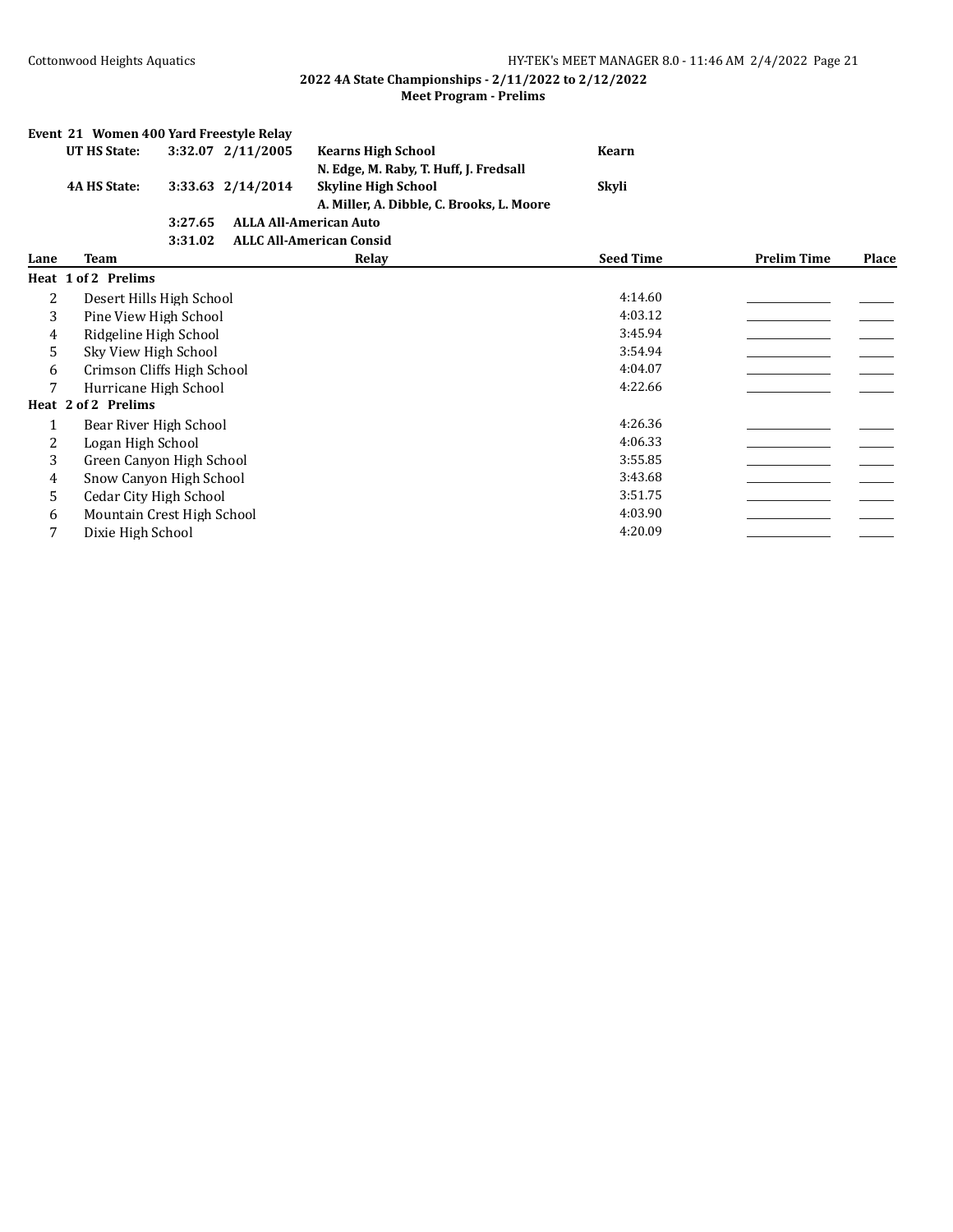## 2022 4A State Championships - 2/11/2022 to 2/12/2022

### Meet Program - Prelims

**Event 21 Women 400 Yard Freestyle Relay**

| | | | | |
|---|---|---|---|---|
| **UT HS State:** | **3:32.07** | **2/11/2005** | **Kearns High School** | **Kearn** |
| | | | **N. Edge, M. Raby, T. Huff, J. Fredsall** | |
| **4A HS State:** | **3:33.63** | **2/14/2014** | **Skyline High School** | **Skyli** |
| | | | **A. Miller, A. Dibble, C. Brooks, L. Moore** | |
| | **3:27.65** | **ALLA All-American Auto** | | |
| | **3:31.02** | **ALLC All-American Consid** | | |

| Lane | Team | Relay | Seed Time | Prelim Time | Place |
|---|---|---|---|---|---|
| **Heat 1 of 2 Prelims** | | | | | |
| 2 | Desert Hills High School | | 4:14.60 | _____________ | _____ |
| 3 | Pine View High School | | 4:03.12 | _____________ | _____ |
| 4 | Ridgeline High School | | 3:45.94 | _____________ | _____ |
| 5 | Sky View High School | | 3:54.94 | _____________ | _____ |
| 6 | Crimson Cliffs High School | | 4:04.07 | _____________ | _____ |
| 7 | Hurricane High School | | 4:22.66 | _____________ | _____ |
| **Heat 2 of 2 Prelims** | | | | | |
| 1 | Bear River High School | | 4:26.36 | _____________ | _____ |
| 2 | Logan High School | | 4:06.33 | _____________ | _____ |
| 3 | Green Canyon High School | | 3:55.85 | _____________ | _____ |
| 4 | Snow Canyon High School | | 3:43.68 | _____________ | _____ |
| 5 | Cedar City High School | | 3:51.75 | _____________ | _____ |
| 6 | Mountain Crest High School | | 4:03.90 | _____________ | _____ |
| 7 | Dixie High School | | 4:20.09 | _____________ | _____ |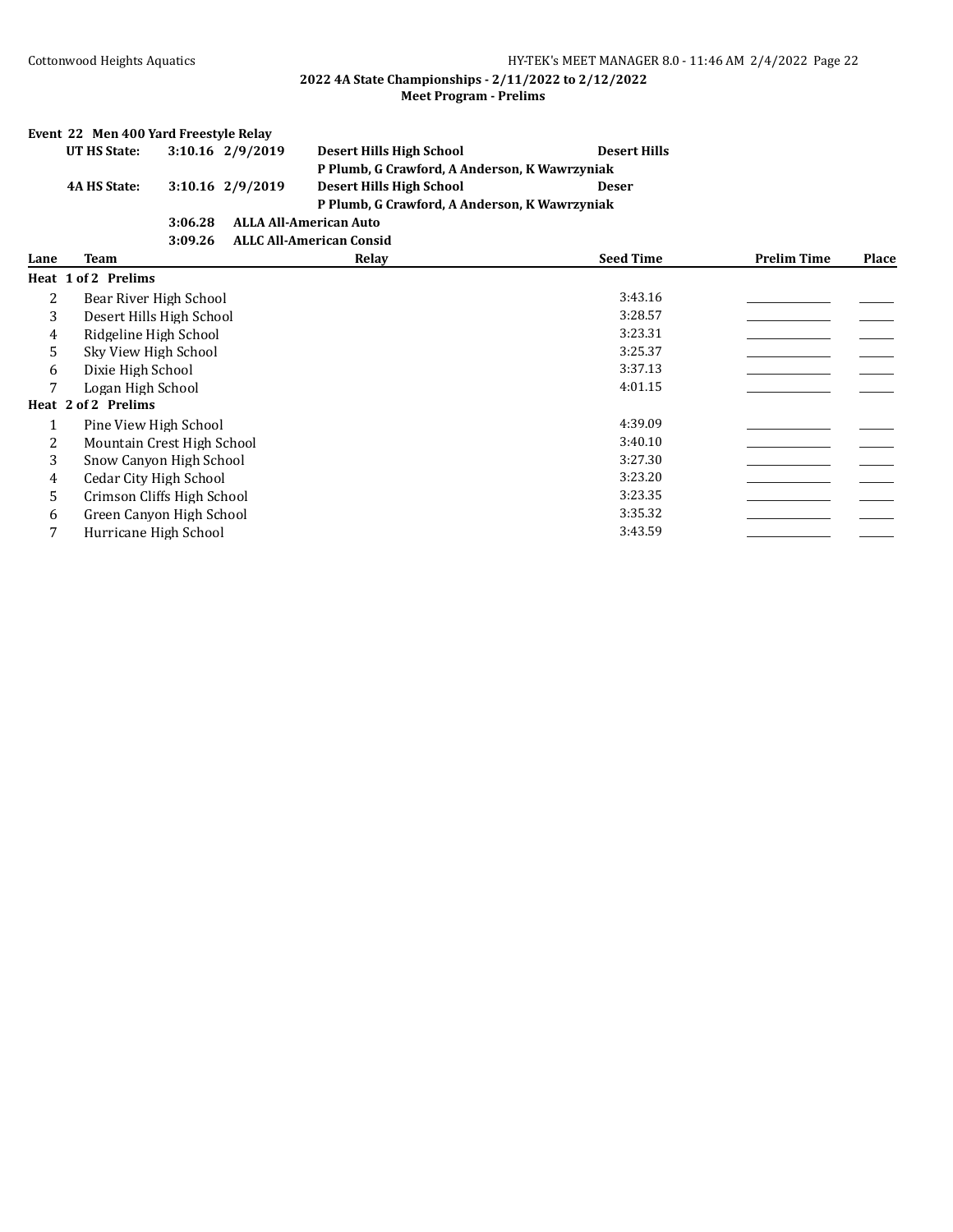**2022 4A State Championships - 2/11/2022 to 2/12/2022**
**Meet Program - Prelims**

**Event 22 Men 400 Yard Freestyle Relay**

| | | | | |
|---|---|---|---|---|
| **UT HS State:** | **3:10.16** | **2/9/2019** | **Desert Hills High School** | **Desert Hills** |
| | | | **P Plumb, G Crawford, A Anderson, K Wawrzyniak** | |
| **4A HS State:** | **3:10.16** | **2/9/2019** | **Desert Hills High School** | **Deser** |
| | | | **P Plumb, G Crawford, A Anderson, K Wawrzyniak** | |
| | **3:06.28** | **ALLA All-American Auto** | | |
| | **3:09.26** | **ALLC All-American Consid** | | |

| Lane | Team | Relay | Seed Time | Prelim Time | Place |
|---|---|---|---|---|---|
| **Heat 1 of 2 Prelims** | | | | | |
| 2 | Bear River High School | | 3:43.16 | ______ | ___ |
| 3 | Desert Hills High School | | 3:28.57 | ______ | ___ |
| 4 | Ridgeline High School | | 3:23.31 | ______ | ___ |
| 5 | Sky View High School | | 3:25.37 | ______ | ___ |
| 6 | Dixie High School | | 3:37.13 | ______ | ___ |
| 7 | Logan High School | | 4:01.15 | ______ | ___ |
| **Heat 2 of 2 Prelims** | | | | | |
| 1 | Pine View High School | | 4:39.09 | ______ | ___ |
| 2 | Mountain Crest High School | | 3:40.10 | ______ | ___ |
| 3 | Snow Canyon High School | | 3:27.30 | ______ | ___ |
| 4 | Cedar City High School | | 3:23.20 | ______ | ___ |
| 5 | Crimson Cliffs High School | | 3:23.35 | ______ | ___ |
| 6 | Green Canyon High School | | 3:35.32 | ______ | ___ |
| 7 | Hurricane High School | | 3:43.59 | ______ | ___ |